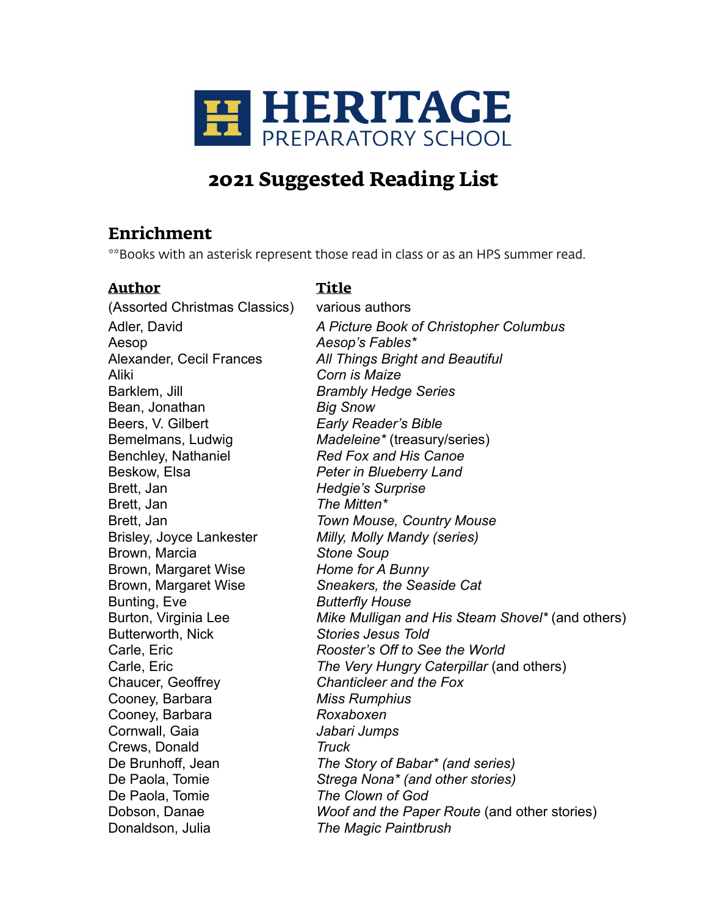HERITAGE
PREPARATORY SCHOOL

# 2021 Suggested Reading List

## Enrichment

**Books with an asterisk represent those read in class or as an HPS summer read.

| **Author** | **Title** |
|---|---|
| (Assorted Christmas Classics) | various authors |
| Adler, David | *A Picture Book of Christopher Columbus* |
| Aesop | *Aesop's Fables** |
| Alexander, Cecil Frances | *All Things Bright and Beautiful* |
| Aliki | *Corn is Maize* |
| Barklem, Jill | *Brambly Hedge Series* |
| Bean, Jonathan | *Big Snow* |
| Beers, V. Gilbert | *Early Reader's Bible* |
| Bemelmans, Ludwig | *Madeleine** (treasury/series) |
| Benchley, Nathaniel | *Red Fox and His Canoe* |
| Beskow, Elsa | *Peter in Blueberry Land* |
| Brett, Jan | *Hedgie's Surprise* |
| Brett, Jan | *The Mitten** |
| Brett, Jan | *Town Mouse, Country Mouse* |
| Brisley, Joyce Lankester | *Milly, Molly Mandy (series)* |
| Brown, Marcia | *Stone Soup* |
| Brown, Margaret Wise | *Home for A Bunny* |
| Brown, Margaret Wise | *Sneakers, the Seaside Cat* |
| Bunting, Eve | *Butterfly House* |
| Burton, Virginia Lee | *Mike Mulligan and His Steam Shovel** (and others) |
| Butterworth, Nick | *Stories Jesus Told* |
| Carle, Eric | *Rooster's Off to See the World* |
| Carle, Eric | *The Very Hungry Caterpillar* (and others) |
| Chaucer, Geoffrey | *Chanticleer and the Fox* |
| Cooney, Barbara | *Miss Rumphius* |
| Cooney, Barbara | *Roxaboxen* |
| Cornwall, Gaia | *Jabari Jumps* |
| Crews, Donald | *Truck* |
| De Brunhoff, Jean | *The Story of Babar* (and series)* |
| De Paola, Tomie | *Strega Nona* (and other stories)* |
| De Paola, Tomie | *The Clown of God* |
| Dobson, Danae | *Woof and the Paper Route* (and other stories) |
| Donaldson, Julia | *The Magic Paintbrush* |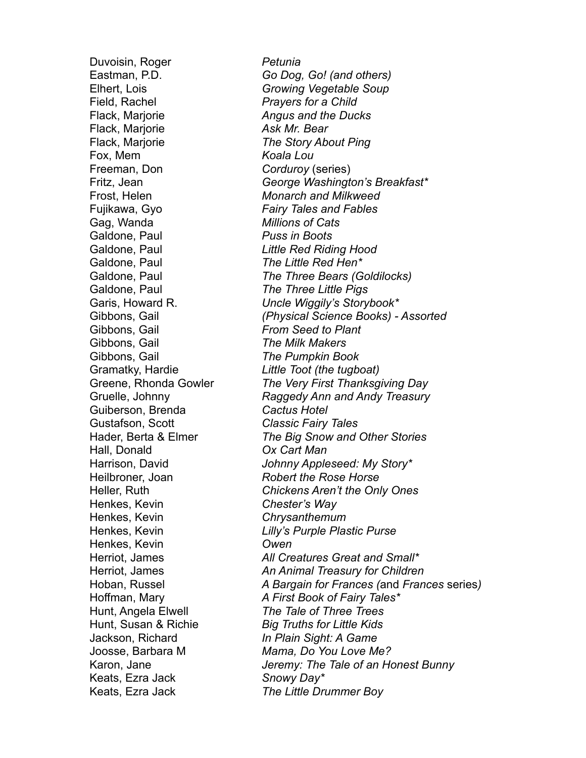| | |
|---|---|
| Duvoisin, Roger | *Petunia* |
| Eastman, P.D. | *Go Dog, Go! (and others)* |
| Elhert, Lois | *Growing Vegetable Soup* |
| Field, Rachel | *Prayers for a Child* |
| Flack, Marjorie | *Angus and the Ducks* |
| Flack, Marjorie | *Ask Mr. Bear* |
| Flack, Marjorie | *The Story About Ping* |
| Fox, Mem | *Koala Lou* |
| Freeman, Don | *Corduroy* (series) |
| Fritz, Jean | *George Washington's Breakfast** |
| Frost, Helen | *Monarch and Milkweed* |
| Fujikawa, Gyo | *Fairy Tales and Fables* |
| Gag, Wanda | *Millions of Cats* |
| Galdone, Paul | *Puss in Boots* |
| Galdone, Paul | *Little Red Riding Hood* |
| Galdone, Paul | *The Little Red Hen** |
| Galdone, Paul | *The Three Bears (Goldilocks)* |
| Galdone, Paul | *The Three Little Pigs* |
| Garis, Howard R. | *Uncle Wiggily's Storybook** |
| Gibbons, Gail | *(Physical Science Books) - Assorted* |
| Gibbons, Gail | *From Seed to Plant* |
| Gibbons, Gail | *The Milk Makers* |
| Gibbons, Gail | *The Pumpkin Book* |
| Gramatky, Hardie | *Little Toot (the tugboat)* |
| Greene, Rhonda Gowler | *The Very First Thanksgiving Day* |
| Gruelle, Johnny | *Raggedy Ann and Andy Treasury* |
| Guiberson, Brenda | *Cactus Hotel* |
| Gustafson, Scott | *Classic Fairy Tales* |
| Hader, Berta & Elmer | *The Big Snow and Other Stories* |
| Hall, Donald | *Ox Cart Man* |
| Harrison, David | *Johnny Appleseed: My Story** |
| Heilbroner, Joan | *Robert the Rose Horse* |
| Heller, Ruth | *Chickens Aren't the Only Ones* |
| Henkes, Kevin | *Chester's Way* |
| Henkes, Kevin | *Chrysanthemum* |
| Henkes, Kevin | *Lilly's Purple Plastic Purse* |
| Henkes, Kevin | *Owen* |
| Herriot, James | *All Creatures Great and Small** |
| Herriot, James | *An Animal Treasury for Children* |
| Hoban, Russel | *A Bargain for Frances (*and *Frances* series*)* |
| Hoffman, Mary | *A First Book of Fairy Tales** |
| Hunt, Angela Elwell | *The Tale of Three Trees* |
| Hunt, Susan & Richie | *Big Truths for Little Kids* |
| Jackson, Richard | *In Plain Sight: A Game* |
| Joosse, Barbara M | *Mama, Do You Love Me?* |
| Karon, Jane | *Jeremy: The Tale of an Honest Bunny* |
| Keats, Ezra Jack | *Snowy Day** |
| Keats, Ezra Jack | *The Little Drummer Boy* |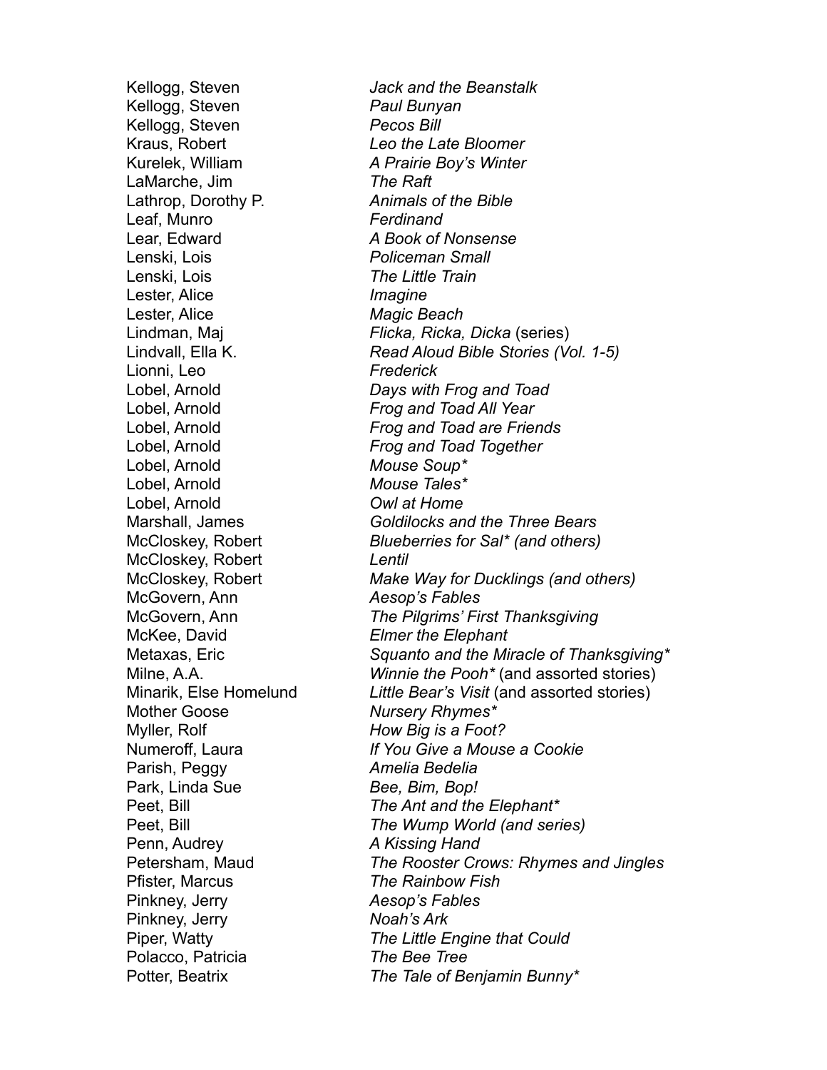| | |
|---|---|
| Kellogg, Steven | *Jack and the Beanstalk* |
| Kellogg, Steven | *Paul Bunyan* |
| Kellogg, Steven | *Pecos Bill* |
| Kraus, Robert | *Leo the Late Bloomer* |
| Kurelek, William | *A Prairie Boy's Winter* |
| LaMarche, Jim | *The Raft* |
| Lathrop, Dorothy P. | *Animals of the Bible* |
| Leaf, Munro | *Ferdinand* |
| Lear, Edward | *A Book of Nonsense* |
| Lenski, Lois | *Policeman Small* |
| Lenski, Lois | *The Little Train* |
| Lester, Alice | *Imagine* |
| Lester, Alice | *Magic Beach* |
| Lindman, Maj | *Flicka, Ricka, Dicka* (series) |
| Lindvall, Ella K. | *Read Aloud Bible Stories (Vol. 1-5)* |
| Lionni, Leo | *Frederick* |
| Lobel, Arnold | *Days with Frog and Toad* |
| Lobel, Arnold | *Frog and Toad All Year* |
| Lobel, Arnold | *Frog and Toad are Friends* |
| Lobel, Arnold | *Frog and Toad Together* |
| Lobel, Arnold | *Mouse Soup** |
| Lobel, Arnold | *Mouse Tales** |
| Lobel, Arnold | *Owl at Home* |
| Marshall, James | *Goldilocks and the Three Bears* |
| McCloskey, Robert | *Blueberries for Sal* (and others)* |
| McCloskey, Robert | *Lentil* |
| McCloskey, Robert | *Make Way for Ducklings (and others)* |
| McGovern, Ann | *Aesop's Fables* |
| McGovern, Ann | *The Pilgrims' First Thanksgiving* |
| McKee, David | *Elmer the Elephant* |
| Metaxas, Eric | *Squanto and the Miracle of Thanksgiving** |
| Milne, A.A. | *Winnie the Pooh** (and assorted stories) |
| Minarik, Else Homelund | *Little Bear's Visit* (and assorted stories) |
| Mother Goose | *Nursery Rhymes** |
| Myller, Rolf | *How Big is a Foot?* |
| Numeroff, Laura | *If You Give a Mouse a Cookie* |
| Parish, Peggy | *Amelia Bedelia* |
| Park, Linda Sue | *Bee, Bim, Bop!* |
| Peet, Bill | *The Ant and the Elephant** |
| Peet, Bill | *The Wump World (and series)* |
| Penn, Audrey | *A Kissing Hand* |
| Petersham, Maud | *The Rooster Crows: Rhymes and Jingles* |
| Pfister, Marcus | *The Rainbow Fish* |
| Pinkney, Jerry | *Aesop's Fables* |
| Pinkney, Jerry | *Noah's Ark* |
| Piper, Watty | *The Little Engine that Could* |
| Polacco, Patricia | *The Bee Tree* |
| Potter, Beatrix | *The Tale of Benjamin Bunny** |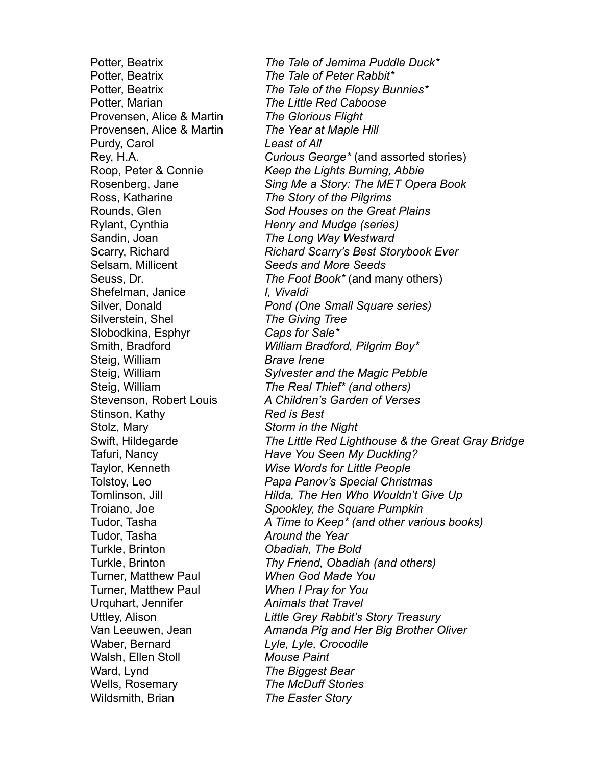| | |
|---|---|
| Potter, Beatrix | *The Tale of Jemima Puddle Duck** |
| Potter, Beatrix | *The Tale of Peter Rabbit** |
| Potter, Beatrix | *The Tale of the Flopsy Bunnies** |
| Potter, Marian | *The Little Red Caboose* |
| Provensen, Alice & Martin | *The Glorious Flight* |
| Provensen, Alice & Martin | *The Year at Maple Hill* |
| Purdy, Carol | *Least of All* |
| Rey, H.A. | *Curious George** (and assorted stories) |
| Roop, Peter & Connie | *Keep the Lights Burning, Abbie* |
| Rosenberg, Jane | *Sing Me a Story: The MET Opera Book* |
| Ross, Katharine | *The Story of the Pilgrims* |
| Rounds, Glen | *Sod Houses on the Great Plains* |
| Rylant, Cynthia | *Henry and Mudge (series)* |
| Sandin, Joan | *The Long Way Westward* |
| Scarry, Richard | *Richard Scarry's Best Storybook Ever* |
| Selsam, Millicent | *Seeds and More Seeds* |
| Seuss, Dr. | *The Foot Book** (and many others) |
| Shefelman, Janice | *I, Vivaldi* |
| Silver, Donald | *Pond (One Small Square series)* |
| Silverstein, Shel | *The Giving Tree* |
| Slobodkina, Esphyr | *Caps for Sale** |
| Smith, Bradford | *William Bradford, Pilgrim Boy** |
| Steig, William | *Brave Irene* |
| Steig, William | *Sylvester and the Magic Pebble* |
| Steig, William | *The Real Thief* (and others)* |
| Stevenson, Robert Louis | *A Children's Garden of Verses* |
| Stinson, Kathy | *Red is Best* |
| Stolz, Mary | *Storm in the Night* |
| Swift, Hildegarde | *The Little Red Lighthouse & the Great Gray Bridge* |
| Tafuri, Nancy | *Have You Seen My Duckling?* |
| Taylor, Kenneth | *Wise Words for Little People* |
| Tolstoy, Leo | *Papa Panov's Special Christmas* |
| Tomlinson, Jill | *Hilda, The Hen Who Wouldn't Give Up* |
| Troiano, Joe | *Spookley, the Square Pumpkin* |
| Tudor, Tasha | *A Time to Keep* (and other various books)* |
| Tudor, Tasha | *Around the Year* |
| Turkle, Brinton | *Obadiah, The Bold* |
| Turkle, Brinton | *Thy Friend, Obadiah (and others)* |
| Turner, Matthew Paul | *When God Made You* |
| Turner, Matthew Paul | *When I Pray for You* |
| Urquhart, Jennifer | *Animals that Travel* |
| Uttley, Alison | *Little Grey Rabbit's Story Treasury* |
| Van Leeuwen, Jean | *Amanda Pig and Her Big Brother Oliver* |
| Waber, Bernard | *Lyle, Lyle, Crocodile* |
| Walsh, Ellen Stoll | *Mouse Paint* |
| Ward, Lynd | *The Biggest Bear* |
| Wells, Rosemary | *The McDuff Stories* |
| Wildsmith, Brian | *The Easter Story* |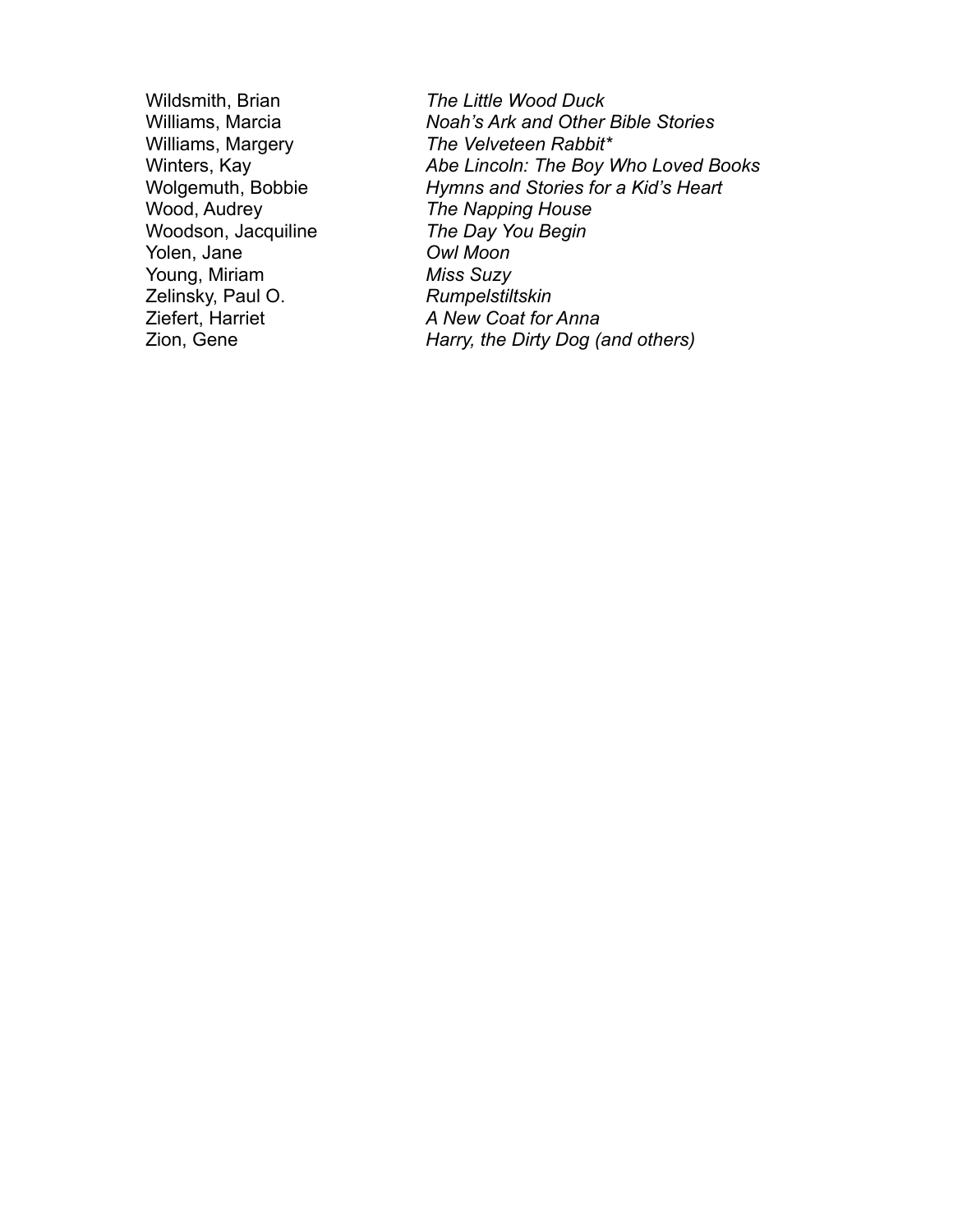| | |
|---|---|
| Wildsmith, Brian | *The Little Wood Duck* |
| Williams, Marcia | *Noah's Ark and Other Bible Stories* |
| Williams, Margery | *The Velveteen Rabbit** |
| Winters, Kay | *Abe Lincoln: The Boy Who Loved Books* |
| Wolgemuth, Bobbie | *Hymns and Stories for a Kid's Heart* |
| Wood, Audrey | *The Napping House* |
| Woodson, Jacquiline | *The Day You Begin* |
| Yolen, Jane | *Owl Moon* |
| Young, Miriam | *Miss Suzy* |
| Zelinsky, Paul O. | *Rumpelstiltskin* |
| Ziefert, Harriet | *A New Coat for Anna* |
| Zion, Gene | *Harry, the Dirty Dog (and others)* |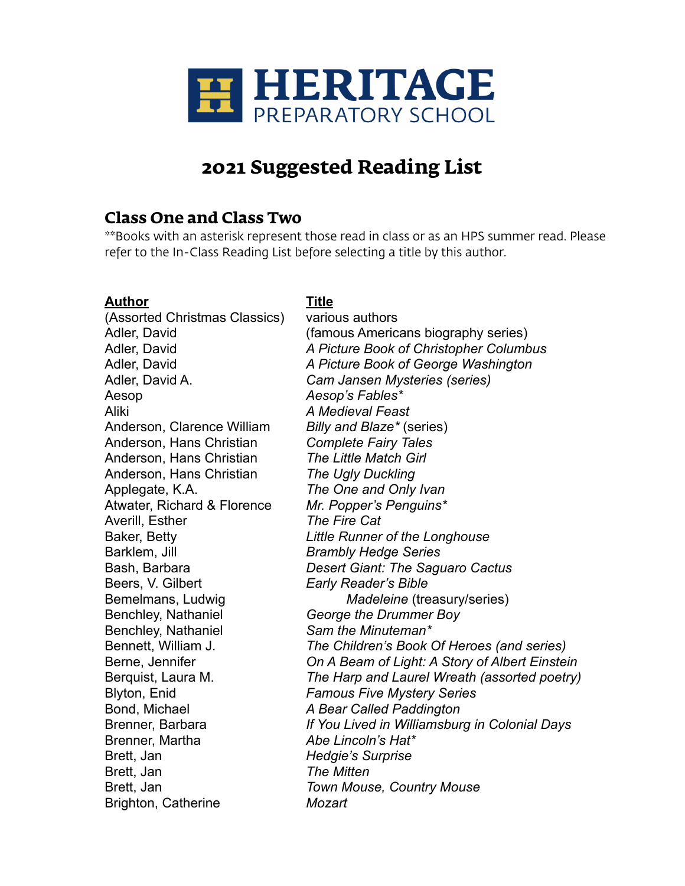# HERITAGE PREPARATORY SCHOOL

# 2021 Suggested Reading List

## Class One and Class Two

**Books with an asterisk represent those read in class or as an HPS summer read. Please refer to the In-Class Reading List before selecting a title by this author.

| **Author** | **Title** |
|---|---|
| (Assorted Christmas Classics) | various authors |
| Adler, David | (famous Americans biography series) |
| Adler, David | *A Picture Book of Christopher Columbus* |
| Adler, David | *A Picture Book of George Washington* |
| Adler, David A. | *Cam Jansen Mysteries (series)* |
| Aesop | *Aesop's Fables** |
| Aliki | *A Medieval Feast* |
| Anderson, Clarence William | *Billy and Blaze** (series) |
| Anderson, Hans Christian | *Complete Fairy Tales* |
| Anderson, Hans Christian | *The Little Match Girl* |
| Anderson, Hans Christian | *The Ugly Duckling* |
| Applegate, K.A. | *The One and Only Ivan* |
| Atwater, Richard & Florence | *Mr. Popper's Penguins** |
| Averill, Esther | *The Fire Cat* |
| Baker, Betty | *Little Runner of the Longhouse* |
| Barklem, Jill | *Brambly Hedge Series* |
| Bash, Barbara | *Desert Giant: The Saguaro Cactus* |
| Beers, V. Gilbert | *Early Reader's Bible* |
| Bemelmans, Ludwig | *Madeleine* (treasury/series) |
| Benchley, Nathaniel | *George the Drummer Boy* |
| Benchley, Nathaniel | *Sam the Minuteman** |
| Bennett, William J. | *The Children's Book Of Heroes (and series)* |
| Berne, Jennifer | *On A Beam of Light: A Story of Albert Einstein* |
| Berquist, Laura M. | *The Harp and Laurel Wreath (assorted poetry)* |
| Blyton, Enid | *Famous Five Mystery Series* |
| Bond, Michael | *A Bear Called Paddington* |
| Brenner, Barbara | *If You Lived in Williamsburg in Colonial Days* |
| Brenner, Martha | *Abe Lincoln's Hat** |
| Brett, Jan | *Hedgie's Surprise* |
| Brett, Jan | *The Mitten* |
| Brett, Jan | *Town Mouse, Country Mouse* |
| Brighton, Catherine | *Mozart* |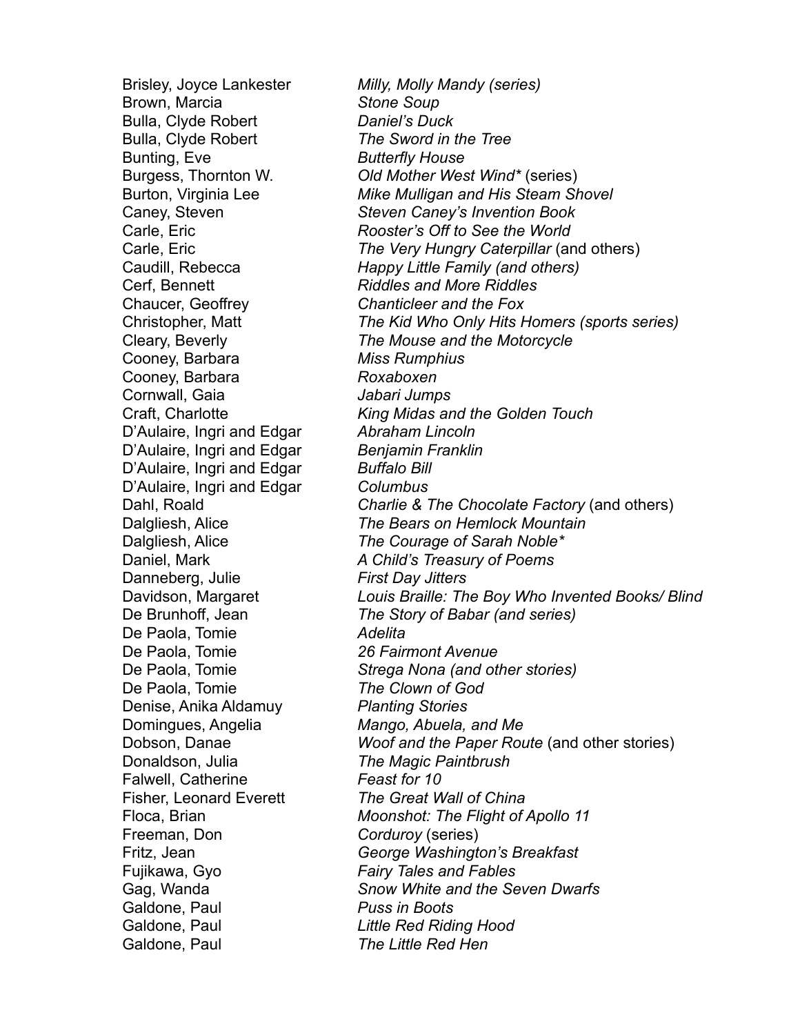| | |
|---|---|
| Brisley, Joyce Lankester | *Milly, Molly Mandy (series)* |
| Brown, Marcia | *Stone Soup* |
| Bulla, Clyde Robert | *Daniel's Duck* |
| Bulla, Clyde Robert | *The Sword in the Tree* |
| Bunting, Eve | *Butterfly House* |
| Burgess, Thornton W. | *Old Mother West Wind** (series) |
| Burton, Virginia Lee | *Mike Mulligan and His Steam Shovel* |
| Caney, Steven | *Steven Caney's Invention Book* |
| Carle, Eric | *Rooster's Off to See the World* |
| Carle, Eric | *The Very Hungry Caterpillar* (and others) |
| Caudill, Rebecca | *Happy Little Family (and others)* |
| Cerf, Bennett | *Riddles and More Riddles* |
| Chaucer, Geoffrey | *Chanticleer and the Fox* |
| Christopher, Matt | *The Kid Who Only Hits Homers (sports series)* |
| Cleary, Beverly | *The Mouse and the Motorcycle* |
| Cooney, Barbara | *Miss Rumphius* |
| Cooney, Barbara | *Roxaboxen* |
| Cornwall, Gaia | *Jabari Jumps* |
| Craft, Charlotte | *King Midas and the Golden Touch* |
| D'Aulaire, Ingri and Edgar | *Abraham Lincoln* |
| D'Aulaire, Ingri and Edgar | *Benjamin Franklin* |
| D'Aulaire, Ingri and Edgar | *Buffalo Bill* |
| D'Aulaire, Ingri and Edgar | *Columbus* |
| Dahl, Roald | *Charlie & The Chocolate Factory* (and others) |
| Dalgliesh, Alice | *The Bears on Hemlock Mountain* |
| Dalgliesh, Alice | *The Courage of Sarah Noble** |
| Daniel, Mark | *A Child's Treasury of Poems* |
| Danneberg, Julie | *First Day Jitters* |
| Davidson, Margaret | *Louis Braille: The Boy Who Invented Books/ Blind* |
| De Brunhoff, Jean | *The Story of Babar (and series)* |
| De Paola, Tomie | *Adelita* |
| De Paola, Tomie | *26 Fairmont Avenue* |
| De Paola, Tomie | *Strega Nona (and other stories)* |
| De Paola, Tomie | *The Clown of God* |
| Denise, Anika Aldamuy | *Planting Stories* |
| Domingues, Angelia | *Mango, Abuela, and Me* |
| Dobson, Danae | *Woof and the Paper Route* (and other stories) |
| Donaldson, Julia | *The Magic Paintbrush* |
| Falwell, Catherine | *Feast for 10* |
| Fisher, Leonard Everett | *The Great Wall of China* |
| Floca, Brian | *Moonshot: The Flight of Apollo 11* |
| Freeman, Don | *Corduroy* (series) |
| Fritz, Jean | *George Washington's Breakfast* |
| Fujikawa, Gyo | *Fairy Tales and Fables* |
| Gag, Wanda | *Snow White and the Seven Dwarfs* |
| Galdone, Paul | *Puss in Boots* |
| Galdone, Paul | *Little Red Riding Hood* |
| Galdone, Paul | *The Little Red Hen* |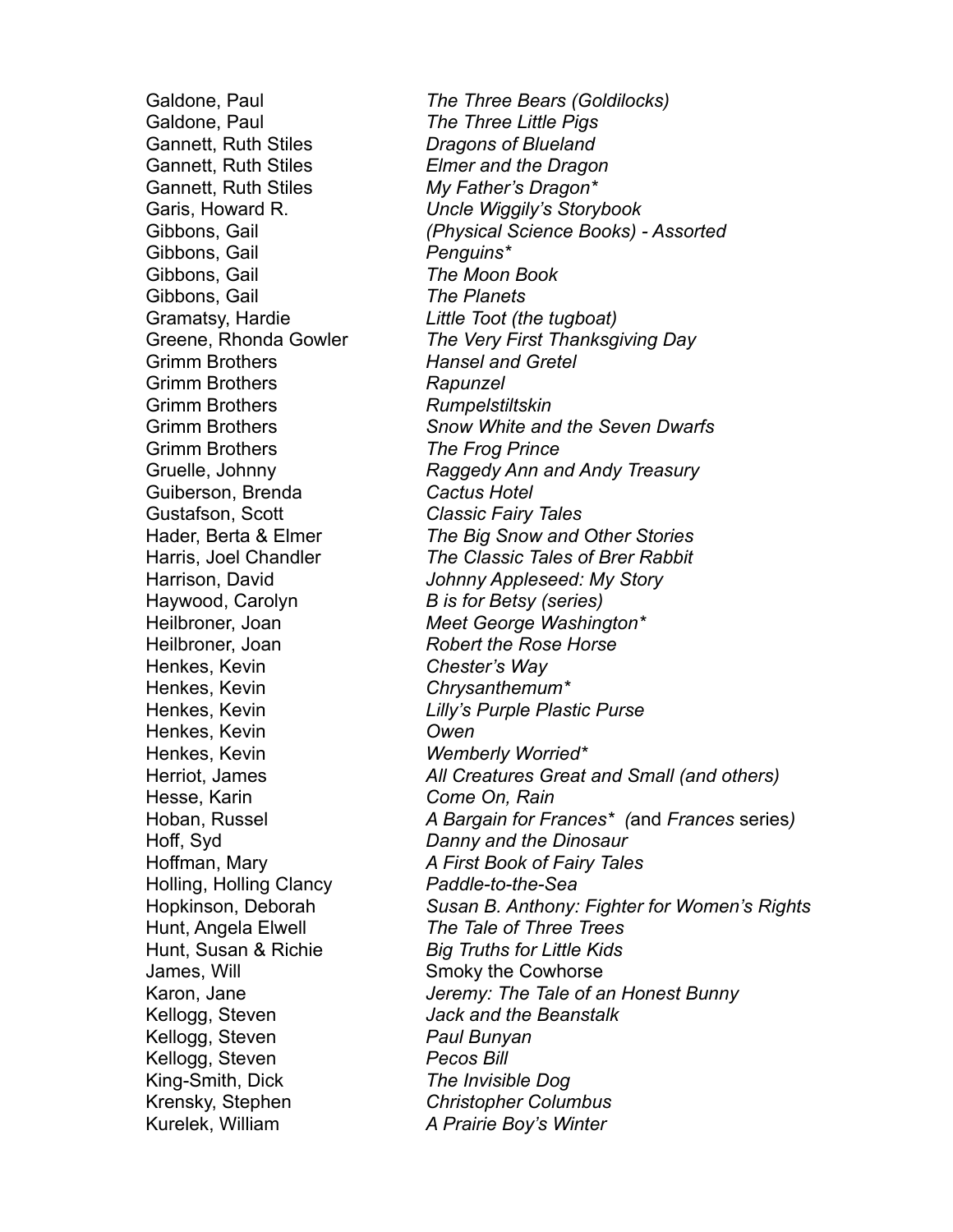| | |
|---|---|
| Galdone, Paul | *The Three Bears (Goldilocks)* |
| Galdone, Paul | *The Three Little Pigs* |
| Gannett, Ruth Stiles | *Dragons of Blueland* |
| Gannett, Ruth Stiles | *Elmer and the Dragon* |
| Gannett, Ruth Stiles | *My Father's Dragon** |
| Garis, Howard R. | *Uncle Wiggily's Storybook* |
| Gibbons, Gail | *(Physical Science Books) - Assorted* |
| Gibbons, Gail | *Penguins** |
| Gibbons, Gail | *The Moon Book* |
| Gibbons, Gail | *The Planets* |
| Gramatsy, Hardie | *Little Toot (the tugboat)* |
| Greene, Rhonda Gowler | *The Very First Thanksgiving Day* |
| Grimm Brothers | *Hansel and Gretel* |
| Grimm Brothers | *Rapunzel* |
| Grimm Brothers | *Rumpelstiltskin* |
| Grimm Brothers | *Snow White and the Seven Dwarfs* |
| Grimm Brothers | *The Frog Prince* |
| Gruelle, Johnny | *Raggedy Ann and Andy Treasury* |
| Guiberson, Brenda | *Cactus Hotel* |
| Gustafson, Scott | *Classic Fairy Tales* |
| Hader, Berta & Elmer | *The Big Snow and Other Stories* |
| Harris, Joel Chandler | *The Classic Tales of Brer Rabbit* |
| Harrison, David | *Johnny Appleseed: My Story* |
| Haywood, Carolyn | *B is for Betsy (series)* |
| Heilbroner, Joan | *Meet George Washington** |
| Heilbroner, Joan | *Robert the Rose Horse* |
| Henkes, Kevin | *Chester's Way* |
| Henkes, Kevin | *Chrysanthemum** |
| Henkes, Kevin | *Lilly's Purple Plastic Purse* |
| Henkes, Kevin | *Owen* |
| Henkes, Kevin | *Wemberly Worried** |
| Herriot, James | *All Creatures Great and Small (and others)* |
| Hesse, Karin | *Come On, Rain* |
| Hoban, Russel | *A Bargain for Frances** (and *Frances* series) |
| Hoff, Syd | *Danny and the Dinosaur* |
| Hoffman, Mary | *A First Book of Fairy Tales* |
| Holling, Holling Clancy | *Paddle-to-the-Sea* |
| Hopkinson, Deborah | *Susan B. Anthony: Fighter for Women's Rights* |
| Hunt, Angela Elwell | *The Tale of Three Trees* |
| Hunt, Susan & Richie | *Big Truths for Little Kids* |
| James, Will | Smoky the Cowhorse |
| Karon, Jane | *Jeremy: The Tale of an Honest Bunny* |
| Kellogg, Steven | *Jack and the Beanstalk* |
| Kellogg, Steven | *Paul Bunyan* |
| Kellogg, Steven | *Pecos Bill* |
| King-Smith, Dick | *The Invisible Dog* |
| Krensky, Stephen | *Christopher Columbus* |
| Kurelek, William | *A Prairie Boy's Winter* |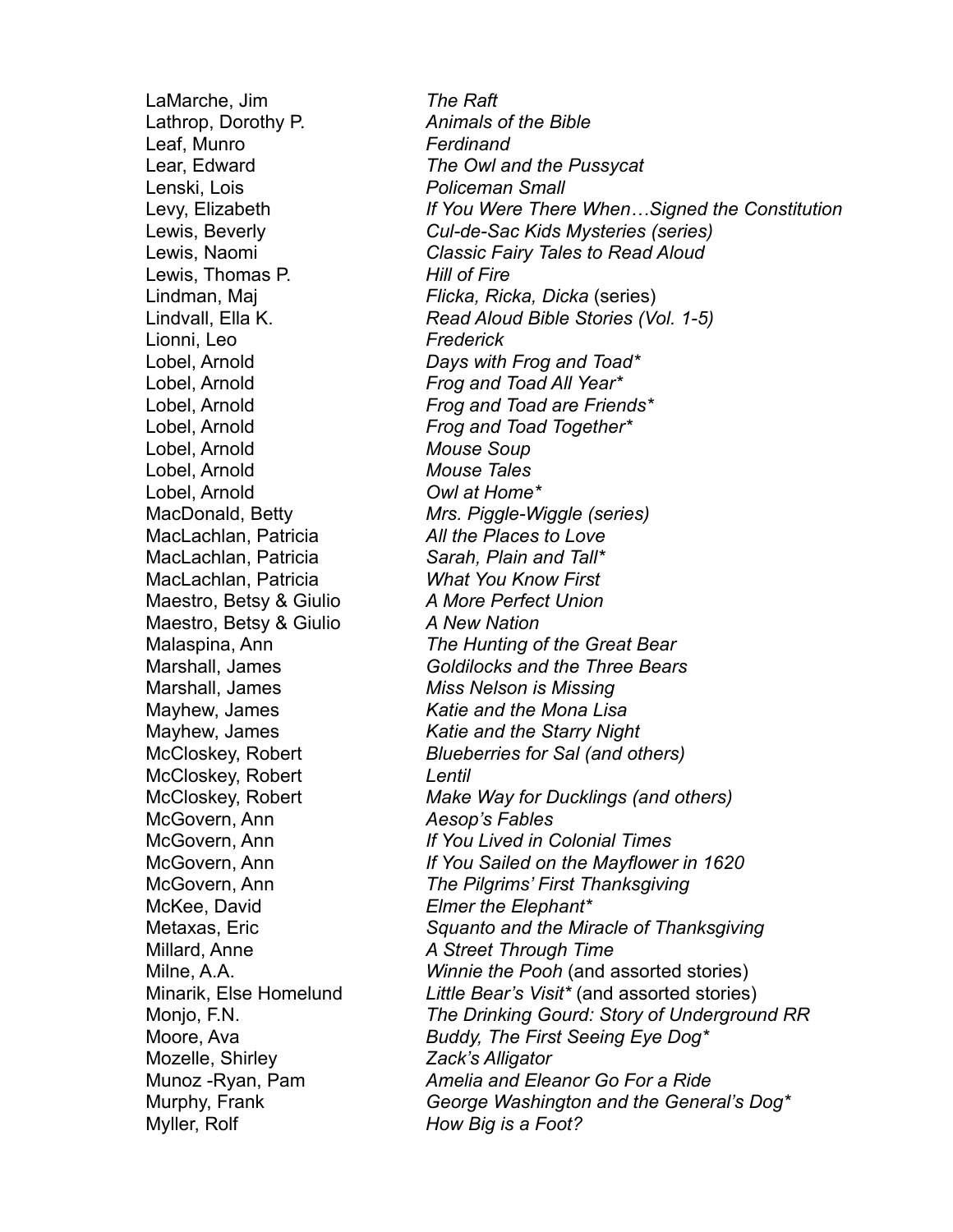| | |
|---|---|
| LaMarche, Jim | *The Raft* |
| Lathrop, Dorothy P. | *Animals of the Bible* |
| Leaf, Munro | *Ferdinand* |
| Lear, Edward | *The Owl and the Pussycat* |
| Lenski, Lois | *Policeman Small* |
| Levy, Elizabeth | *If You Were There When…Signed the Constitution* |
| Lewis, Beverly | *Cul-de-Sac Kids Mysteries (series)* |
| Lewis, Naomi | *Classic Fairy Tales to Read Aloud* |
| Lewis, Thomas P. | *Hill of Fire* |
| Lindman, Maj | *Flicka, Ricka, Dicka* (series) |
| Lindvall, Ella K. | *Read Aloud Bible Stories (Vol. 1-5)* |
| Lionni, Leo | *Frederick* |
| Lobel, Arnold | *Days with Frog and Toad** |
| Lobel, Arnold | *Frog and Toad All Year** |
| Lobel, Arnold | *Frog and Toad are Friends** |
| Lobel, Arnold | *Frog and Toad Together** |
| Lobel, Arnold | *Mouse Soup* |
| Lobel, Arnold | *Mouse Tales* |
| Lobel, Arnold | *Owl at Home** |
| MacDonald, Betty | *Mrs. Piggle-Wiggle (series)* |
| MacLachlan, Patricia | *All the Places to Love* |
| MacLachlan, Patricia | *Sarah, Plain and Tall** |
| MacLachlan, Patricia | *What You Know First* |
| Maestro, Betsy & Giulio | *A More Perfect Union* |
| Maestro, Betsy & Giulio | *A New Nation* |
| Malaspina, Ann | *The Hunting of the Great Bear* |
| Marshall, James | *Goldilocks and the Three Bears* |
| Marshall, James | *Miss Nelson is Missing* |
| Mayhew, James | *Katie and the Mona Lisa* |
| Mayhew, James | *Katie and the Starry Night* |
| McCloskey, Robert | *Blueberries for Sal (and others)* |
| McCloskey, Robert | *Lentil* |
| McCloskey, Robert | *Make Way for Ducklings (and others)* |
| McGovern, Ann | *Aesop's Fables* |
| McGovern, Ann | *If You Lived in Colonial Times* |
| McGovern, Ann | *If You Sailed on the Mayflower in 1620* |
| McGovern, Ann | *The Pilgrims' First Thanksgiving* |
| McKee, David | *Elmer the Elephant** |
| Metaxas, Eric | *Squanto and the Miracle of Thanksgiving* |
| Millard, Anne | *A Street Through Time* |
| Milne, A.A. | *Winnie the Pooh* (and assorted stories) |
| Minarik, Else Homelund | *Little Bear's Visit** (and assorted stories) |
| Monjo, F.N. | *The Drinking Gourd: Story of Underground RR* |
| Moore, Ava | *Buddy, The First Seeing Eye Dog** |
| Mozelle, Shirley | *Zack's Alligator* |
| Munoz -Ryan, Pam | *Amelia and Eleanor Go For a Ride* |
| Murphy, Frank | *George Washington and the General's Dog** |
| Myller, Rolf | *How Big is a Foot?* |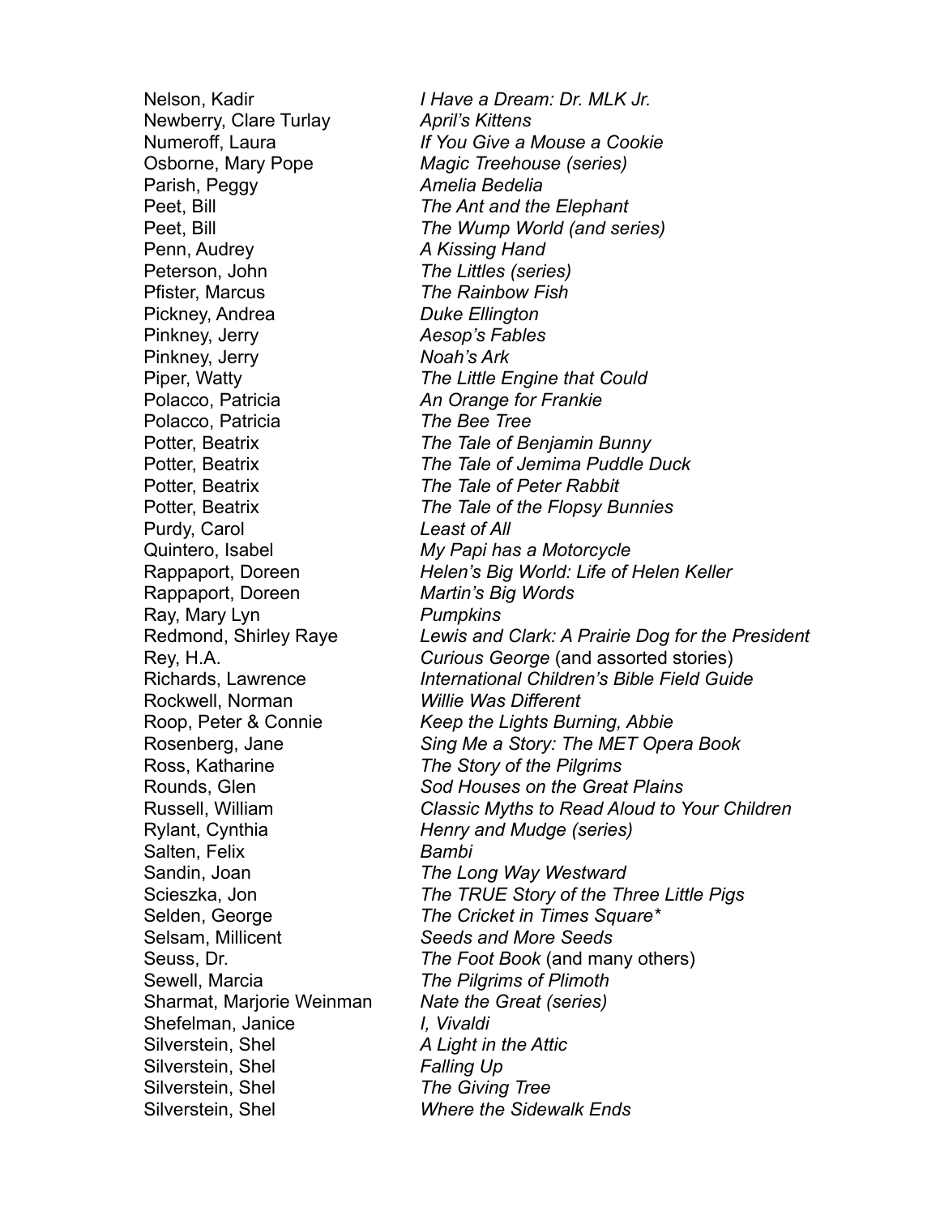| | |
|---|---|
| Nelson, Kadir | *I Have a Dream: Dr. MLK Jr.* |
| Newberry, Clare Turlay | *April's Kittens* |
| Numeroff, Laura | *If You Give a Mouse a Cookie* |
| Osborne, Mary Pope | *Magic Treehouse (series)* |
| Parish, Peggy | *Amelia Bedelia* |
| Peet, Bill | *The Ant and the Elephant* |
| Peet, Bill | *The Wump World (and series)* |
| Penn, Audrey | *A Kissing Hand* |
| Peterson, John | *The Littles (series)* |
| Pfister, Marcus | *The Rainbow Fish* |
| Pickney, Andrea | *Duke Ellington* |
| Pinkney, Jerry | *Aesop's Fables* |
| Pinkney, Jerry | *Noah's Ark* |
| Piper, Watty | *The Little Engine that Could* |
| Polacco, Patricia | *An Orange for Frankie* |
| Polacco, Patricia | *The Bee Tree* |
| Potter, Beatrix | *The Tale of Benjamin Bunny* |
| Potter, Beatrix | *The Tale of Jemima Puddle Duck* |
| Potter, Beatrix | *The Tale of Peter Rabbit* |
| Potter, Beatrix | *The Tale of the Flopsy Bunnies* |
| Purdy, Carol | *Least of All* |
| Quintero, Isabel | *My Papi has a Motorcycle* |
| Rappaport, Doreen | *Helen's Big World: Life of Helen Keller* |
| Rappaport, Doreen | *Martin's Big Words* |
| Ray, Mary Lyn | *Pumpkins* |
| Redmond, Shirley Raye | *Lewis and Clark: A Prairie Dog for the President* |
| Rey, H.A. | *Curious George* (and assorted stories) |
| Richards, Lawrence | *International Children's Bible Field Guide* |
| Rockwell, Norman | *Willie Was Different* |
| Roop, Peter & Connie | *Keep the Lights Burning, Abbie* |
| Rosenberg, Jane | *Sing Me a Story: The MET Opera Book* |
| Ross, Katharine | *The Story of the Pilgrims* |
| Rounds, Glen | *Sod Houses on the Great Plains* |
| Russell, William | *Classic Myths to Read Aloud to Your Children* |
| Rylant, Cynthia | *Henry and Mudge (series)* |
| Salten, Felix | *Bambi* |
| Sandin, Joan | *The Long Way Westward* |
| Scieszka, Jon | *The TRUE Story of the Three Little Pigs* |
| Selden, George | *The Cricket in Times Square** |
| Selsam, Millicent | *Seeds and More Seeds* |
| Seuss, Dr. | *The Foot Book* (and many others) |
| Sewell, Marcia | *The Pilgrims of Plimoth* |
| Sharmat, Marjorie Weinman | *Nate the Great (series)* |
| Shefelman, Janice | *I, Vivaldi* |
| Silverstein, Shel | *A Light in the Attic* |
| Silverstein, Shel | *Falling Up* |
| Silverstein, Shel | *The Giving Tree* |
| Silverstein, Shel | *Where the Sidewalk Ends* |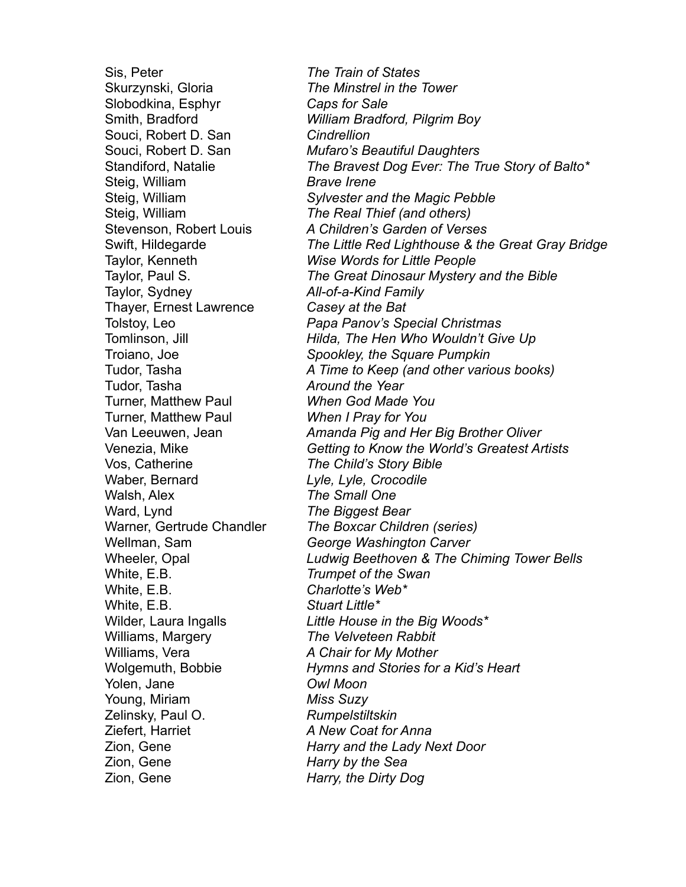| | |
|---|---|
| Sis, Peter | *The Train of States* |
| Skurzynski, Gloria | *The Minstrel in the Tower* |
| Slobodkina, Esphyr | *Caps for Sale* |
| Smith, Bradford | *William Bradford, Pilgrim Boy* |
| Souci, Robert D. San | *Cindrellion* |
| Souci, Robert D. San | *Mufaro's Beautiful Daughters* |
| Standiford, Natalie | *The Bravest Dog Ever: The True Story of Balto** |
| Steig, William | *Brave Irene* |
| Steig, William | *Sylvester and the Magic Pebble* |
| Steig, William | *The Real Thief (and others)* |
| Stevenson, Robert Louis | *A Children's Garden of Verses* |
| Swift, Hildegarde | *The Little Red Lighthouse & the Great Gray Bridge* |
| Taylor, Kenneth | *Wise Words for Little People* |
| Taylor, Paul S. | *The Great Dinosaur Mystery and the Bible* |
| Taylor, Sydney | *All-of-a-Kind Family* |
| Thayer, Ernest Lawrence | *Casey at the Bat* |
| Tolstoy, Leo | *Papa Panov's Special Christmas* |
| Tomlinson, Jill | *Hilda, The Hen Who Wouldn't Give Up* |
| Troiano, Joe | *Spookley, the Square Pumpkin* |
| Tudor, Tasha | *A Time to Keep (and other various books)* |
| Tudor, Tasha | *Around the Year* |
| Turner, Matthew Paul | *When God Made You* |
| Turner, Matthew Paul | *When I Pray for You* |
| Van Leeuwen, Jean | *Amanda Pig and Her Big Brother Oliver* |
| Venezia, Mike | *Getting to Know the World's Greatest Artists* |
| Vos, Catherine | *The Child's Story Bible* |
| Waber, Bernard | *Lyle, Lyle, Crocodile* |
| Walsh, Alex | *The Small One* |
| Ward, Lynd | *The Biggest Bear* |
| Warner, Gertrude Chandler | *The Boxcar Children (series)* |
| Wellman, Sam | *George Washington Carver* |
| Wheeler, Opal | *Ludwig Beethoven & The Chiming Tower Bells* |
| White, E.B. | *Trumpet of the Swan* |
| White, E.B. | *Charlotte's Web** |
| White, E.B. | *Stuart Little** |
| Wilder, Laura Ingalls | *Little House in the Big Woods** |
| Williams, Margery | *The Velveteen Rabbit* |
| Williams, Vera | *A Chair for My Mother* |
| Wolgemuth, Bobbie | *Hymns and Stories for a Kid's Heart* |
| Yolen, Jane | *Owl Moon* |
| Young, Miriam | *Miss Suzy* |
| Zelinsky, Paul O. | *Rumpelstiltskin* |
| Ziefert, Harriet | *A New Coat for Anna* |
| Zion, Gene | *Harry and the Lady Next Door* |
| Zion, Gene | *Harry by the Sea* |
| Zion, Gene | *Harry, the Dirty Dog* |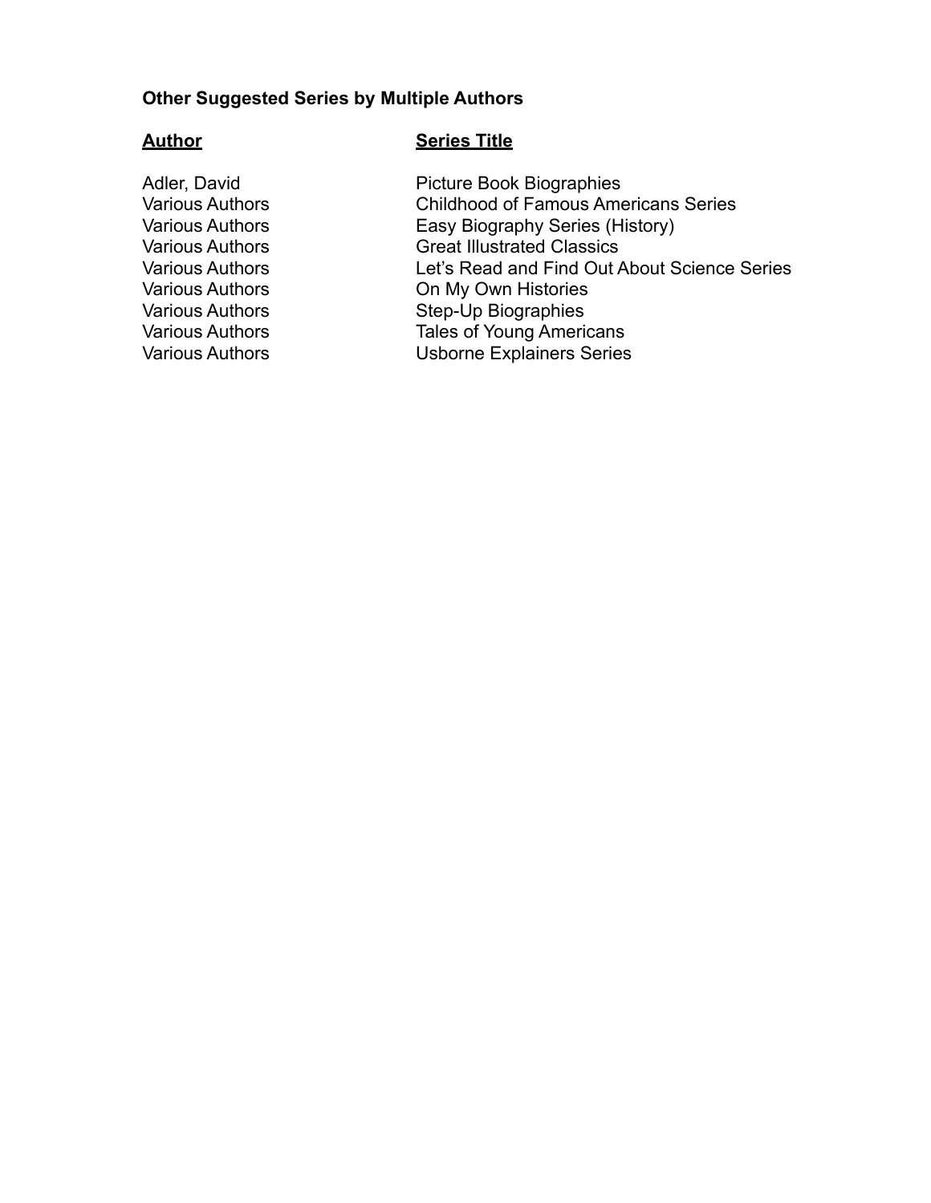**Other Suggested Series by Multiple Authors**

| **Author** | **Series Title** |
| --- | --- |
| Adler, David | Picture Book Biographies |
| Various Authors | Childhood of Famous Americans Series |
| Various Authors | Easy Biography Series (History) |
| Various Authors | Great Illustrated Classics |
| Various Authors | Let's Read and Find Out About Science Series |
| Various Authors | On My Own Histories |
| Various Authors | Step-Up Biographies |
| Various Authors | Tales of Young Americans |
| Various Authors | Usborne Explainers Series |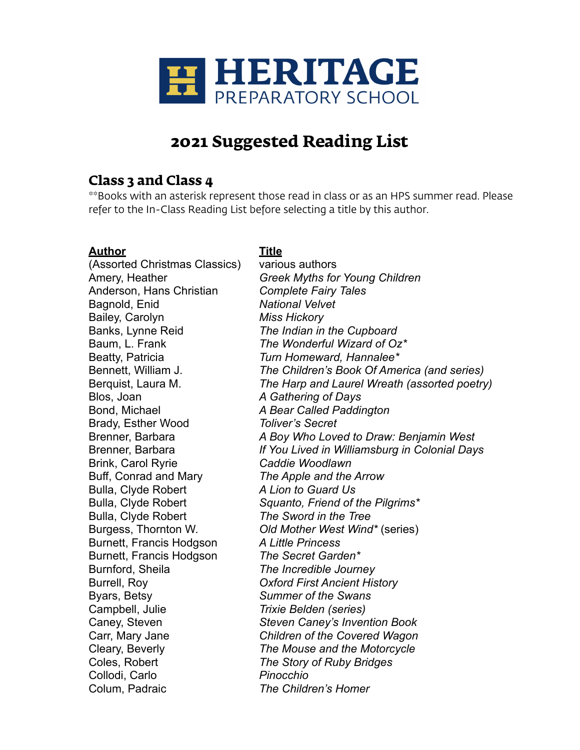# HERITAGE PREPARATORY SCHOOL

## 2021 Suggested Reading List

### Class 3 and Class 4

**Books with an asterisk represent those read in class or as an HPS summer read. Please refer to the In-Class Reading List before selecting a title by this author.

| Author | Title |
|---|---|
| (Assorted Christmas Classics) | various authors |
| Amery, Heather | *Greek Myths for Young Children* |
| Anderson, Hans Christian | *Complete Fairy Tales* |
| Bagnold, Enid | *National Velvet* |
| Bailey, Carolyn | *Miss Hickory* |
| Banks, Lynne Reid | *The Indian in the Cupboard* |
| Baum, L. Frank | *The Wonderful Wizard of Oz** |
| Beatty, Patricia | *Turn Homeward, Hannalee** |
| Bennett, William J. | *The Children's Book Of America (and series)* |
| Berquist, Laura M. | *The Harp and Laurel Wreath (assorted poetry)* |
| Blos, Joan | *A Gathering of Days* |
| Bond, Michael | *A Bear Called Paddington* |
| Brady, Esther Wood | *Toliver's Secret* |
| Brenner, Barbara | *A Boy Who Loved to Draw: Benjamin West* |
| Brenner, Barbara | *If You Lived in Williamsburg in Colonial Days* |
| Brink, Carol Ryrie | *Caddie Woodlawn* |
| Buff, Conrad and Mary | *The Apple and the Arrow* |
| Bulla, Clyde Robert | *A Lion to Guard Us* |
| Bulla, Clyde Robert | *Squanto, Friend of the Pilgrims** |
| Bulla, Clyde Robert | *The Sword in the Tree* |
| Burgess, Thornton W. | *Old Mother West Wind** (series) |
| Burnett, Francis Hodgson | *A Little Princess* |
| Burnett, Francis Hodgson | *The Secret Garden** |
| Burnford, Sheila | *The Incredible Journey* |
| Burrell, Roy | *Oxford First Ancient History* |
| Byars, Betsy | *Summer of the Swans* |
| Campbell, Julie | *Trixie Belden (series)* |
| Caney, Steven | *Steven Caney's Invention Book* |
| Carr, Mary Jane | *Children of the Covered Wagon* |
| Cleary, Beverly | *The Mouse and the Motorcycle* |
| Coles, Robert | *The Story of Ruby Bridges* |
| Collodi, Carlo | *Pinocchio* |
| Colum, Padraic | *The Children's Homer* |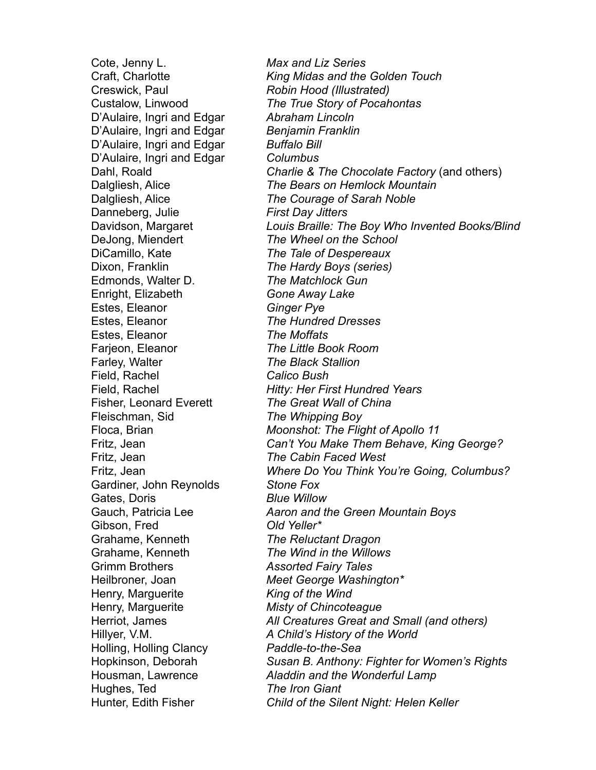| | |
|---|---|
| Cote, Jenny L. | *Max and Liz Series* |
| Craft, Charlotte | *King Midas and the Golden Touch* |
| Creswick, Paul | *Robin Hood (Illustrated)* |
| Custalow, Linwood | *The True Story of Pocahontas* |
| D'Aulaire, Ingri and Edgar | *Abraham Lincoln* |
| D'Aulaire, Ingri and Edgar | *Benjamin Franklin* |
| D'Aulaire, Ingri and Edgar | *Buffalo Bill* |
| D'Aulaire, Ingri and Edgar | *Columbus* |
| Dahl, Roald | *Charlie & The Chocolate Factory* (and others) |
| Dalgliesh, Alice | *The Bears on Hemlock Mountain* |
| Dalgliesh, Alice | *The Courage of Sarah Noble* |
| Danneberg, Julie | *First Day Jitters* |
| Davidson, Margaret | *Louis Braille: The Boy Who Invented Books/Blind* |
| DeJong, Miendert | *The Wheel on the School* |
| DiCamillo, Kate | *The Tale of Despereaux* |
| Dixon, Franklin | *The Hardy Boys (series)* |
| Edmonds, Walter D. | *The Matchlock Gun* |
| Enright, Elizabeth | *Gone Away Lake* |
| Estes, Eleanor | *Ginger Pye* |
| Estes, Eleanor | *The Hundred Dresses* |
| Estes, Eleanor | *The Moffats* |
| Farjeon, Eleanor | *The Little Book Room* |
| Farley, Walter | *The Black Stallion* |
| Field, Rachel | *Calico Bush* |
| Field, Rachel | *Hitty: Her First Hundred Years* |
| Fisher, Leonard Everett | *The Great Wall of China* |
| Fleischman, Sid | *The Whipping Boy* |
| Floca, Brian | *Moonshot: The Flight of Apollo 11* |
| Fritz, Jean | *Can't You Make Them Behave, King George?* |
| Fritz, Jean | *The Cabin Faced West* |
| Fritz, Jean | *Where Do You Think You're Going, Columbus?* |
| Gardiner, John Reynolds | *Stone Fox* |
| Gates, Doris | *Blue Willow* |
| Gauch, Patricia Lee | *Aaron and the Green Mountain Boys* |
| Gibson, Fred | *Old Yeller** |
| Grahame, Kenneth | *The Reluctant Dragon* |
| Grahame, Kenneth | *The Wind in the Willows* |
| Grimm Brothers | *Assorted Fairy Tales* |
| Heilbroner, Joan | *Meet George Washington** |
| Henry, Marguerite | *King of the Wind* |
| Henry, Marguerite | *Misty of Chincoteague* |
| Herriot, James | *All Creatures Great and Small (and others)* |
| Hillyer, V.M. | *A Child's History of the World* |
| Holling, Holling Clancy | *Paddle-to-the-Sea* |
| Hopkinson, Deborah | *Susan B. Anthony: Fighter for Women's Rights* |
| Housman, Lawrence | *Aladdin and the Wonderful Lamp* |
| Hughes, Ted | *The Iron Giant* |
| Hunter, Edith Fisher | *Child of the Silent Night: Helen Keller* |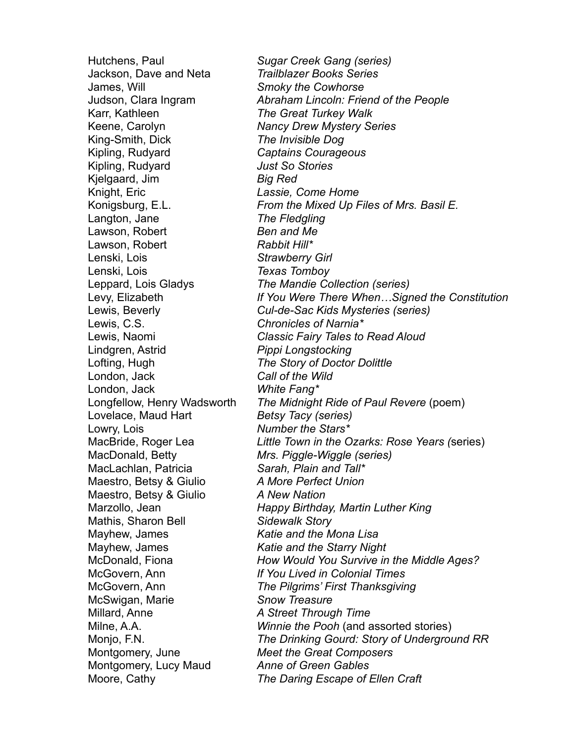| | |
|---|---|
| Hutchens, Paul | *Sugar Creek Gang (series)* |
| Jackson, Dave and Neta | *Trailblazer Books Series* |
| James, Will | *Smoky the Cowhorse* |
| Judson, Clara Ingram | *Abraham Lincoln: Friend of the People* |
| Karr, Kathleen | *The Great Turkey Walk* |
| Keene, Carolyn | *Nancy Drew Mystery Series* |
| King-Smith, Dick | *The Invisible Dog* |
| Kipling, Rudyard | *Captains Courageous* |
| Kipling, Rudyard | *Just So Stories* |
| Kjelgaard, Jim | *Big Red* |
| Knight, Eric | *Lassie, Come Home* |
| Konigsburg, E.L. | *From the Mixed Up Files of Mrs. Basil E.* |
| Langton, Jane | *The Fledgling* |
| Lawson, Robert | *Ben and Me* |
| Lawson, Robert | *Rabbit Hill** |
| Lenski, Lois | *Strawberry Girl* |
| Lenski, Lois | *Texas Tomboy* |
| Leppard, Lois Gladys | *The Mandie Collection (series)* |
| Levy, Elizabeth | *If You Were There When…Signed the Constitution* |
| Lewis, Beverly | *Cul-de-Sac Kids Mysteries (series)* |
| Lewis, C.S. | *Chronicles of Narnia** |
| Lewis, Naomi | *Classic Fairy Tales to Read Aloud* |
| Lindgren, Astrid | *Pippi Longstocking* |
| Lofting, Hugh | *The Story of Doctor Dolittle* |
| London, Jack | *Call of the Wild* |
| London, Jack | *White Fang** |
| Longfellow, Henry Wadsworth | *The Midnight Ride of Paul Revere* (poem) |
| Lovelace, Maud Hart | *Betsy Tacy (series)* |
| Lowry, Lois | *Number the Stars** |
| MacBride, Roger Lea | *Little Town in the Ozarks: Rose Years (*series) |
| MacDonald, Betty | *Mrs. Piggle-Wiggle (series)* |
| MacLachlan, Patricia | *Sarah, Plain and Tall** |
| Maestro, Betsy & Giulio | *A More Perfect Union* |
| Maestro, Betsy & Giulio | *A New Nation* |
| Marzollo, Jean | *Happy Birthday, Martin Luther King* |
| Mathis, Sharon Bell | *Sidewalk Story* |
| Mayhew, James | *Katie and the Mona Lisa* |
| Mayhew, James | *Katie and the Starry Night* |
| McDonald, Fiona | *How Would You Survive in the Middle Ages?* |
| McGovern, Ann | *If You Lived in Colonial Times* |
| McGovern, Ann | *The Pilgrims' First Thanksgiving* |
| McSwigan, Marie | *Snow Treasure* |
| Millard, Anne | *A Street Through Time* |
| Milne, A.A. | *Winnie the Pooh* (and assorted stories) |
| Monjo, F.N. | *The Drinking Gourd: Story of Underground RR* |
| Montgomery, June | *Meet the Great Composers* |
| Montgomery, Lucy Maud | *Anne of Green Gables* |
| Moore, Cathy | *The Daring Escape of Ellen Craft* |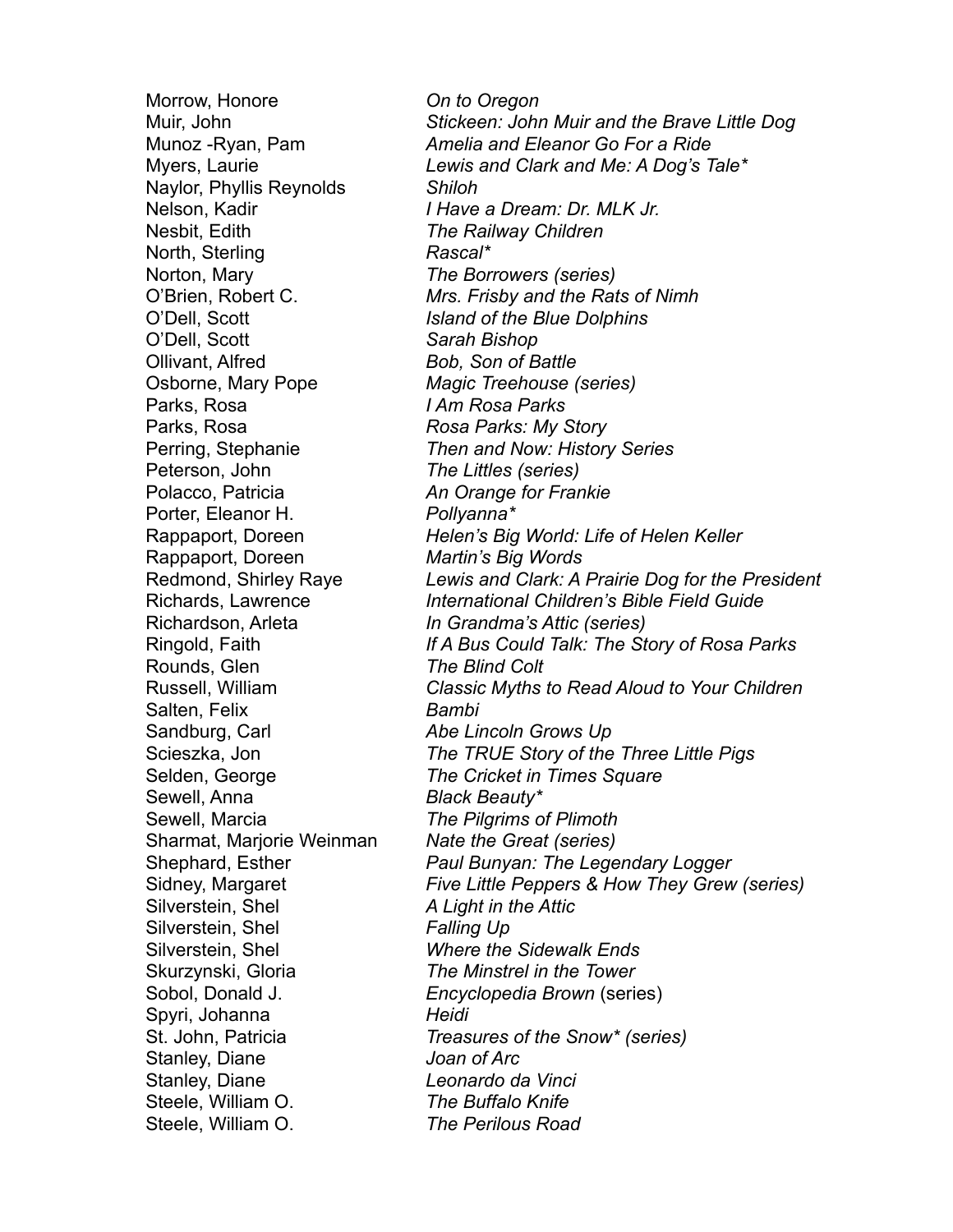| | |
|---|---|
| Morrow, Honore | *On to Oregon* |
| Muir, John | *Stickeen: John Muir and the Brave Little Dog* |
| Munoz -Ryan, Pam | *Amelia and Eleanor Go For a Ride* |
| Myers, Laurie | *Lewis and Clark and Me: A Dog's Tale** |
| Naylor, Phyllis Reynolds | *Shiloh* |
| Nelson, Kadir | *I Have a Dream: Dr. MLK Jr.* |
| Nesbit, Edith | *The Railway Children* |
| North, Sterling | *Rascal** |
| Norton, Mary | *The Borrowers (series)* |
| O'Brien, Robert C. | *Mrs. Frisby and the Rats of Nimh* |
| O'Dell, Scott | *Island of the Blue Dolphins* |
| O'Dell, Scott | *Sarah Bishop* |
| Ollivant, Alfred | *Bob, Son of Battle* |
| Osborne, Mary Pope | *Magic Treehouse (series)* |
| Parks, Rosa | *I Am Rosa Parks* |
| Parks, Rosa | *Rosa Parks: My Story* |
| Perring, Stephanie | *Then and Now: History Series* |
| Peterson, John | *The Littles (series)* |
| Polacco, Patricia | *An Orange for Frankie* |
| Porter, Eleanor H. | *Pollyanna** |
| Rappaport, Doreen | *Helen's Big World: Life of Helen Keller* |
| Rappaport, Doreen | *Martin's Big Words* |
| Redmond, Shirley Raye | *Lewis and Clark: A Prairie Dog for the President* |
| Richards, Lawrence | *International Children's Bible Field Guide* |
| Richardson, Arleta | *In Grandma's Attic (series)* |
| Ringold, Faith | *If A Bus Could Talk: The Story of Rosa Parks* |
| Rounds, Glen | *The Blind Colt* |
| Russell, William | *Classic Myths to Read Aloud to Your Children* |
| Salten, Felix | *Bambi* |
| Sandburg, Carl | *Abe Lincoln Grows Up* |
| Scieszka, Jon | *The TRUE Story of the Three Little Pigs* |
| Selden, George | *The Cricket in Times Square* |
| Sewell, Anna | *Black Beauty** |
| Sewell, Marcia | *The Pilgrims of Plimoth* |
| Sharmat, Marjorie Weinman | *Nate the Great (series)* |
| Shephard, Esther | *Paul Bunyan: The Legendary Logger* |
| Sidney, Margaret | *Five Little Peppers & How They Grew (series)* |
| Silverstein, Shel | *A Light in the Attic* |
| Silverstein, Shel | *Falling Up* |
| Silverstein, Shel | *Where the Sidewalk Ends* |
| Skurzynski, Gloria | *The Minstrel in the Tower* |
| Sobol, Donald J. | *Encyclopedia Brown* (series) |
| Spyri, Johanna | *Heidi* |
| St. John, Patricia | *Treasures of the Snow* (series)* |
| Stanley, Diane | *Joan of Arc* |
| Stanley, Diane | *Leonardo da Vinci* |
| Steele, William O. | *The Buffalo Knife* |
| Steele, William O. | *The Perilous Road* |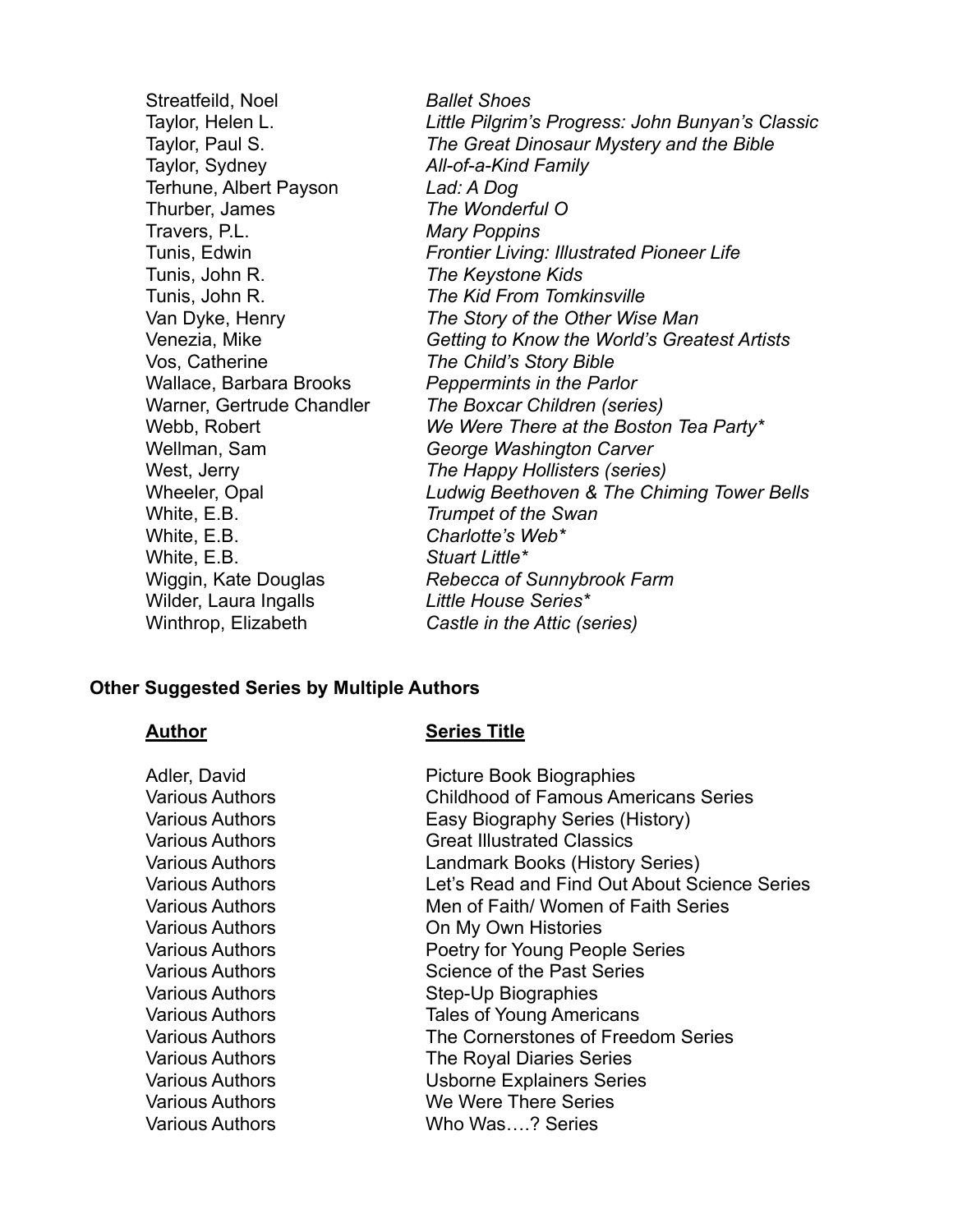| | |
|---|---|
| Streatfeild, Noel | *Ballet Shoes* |
| Taylor, Helen L. | *Little Pilgrim's Progress: John Bunyan's Classic* |
| Taylor, Paul S. | *The Great Dinosaur Mystery and the Bible* |
| Taylor, Sydney | *All-of-a-Kind Family* |
| Terhune, Albert Payson | *Lad: A Dog* |
| Thurber, James | *The Wonderful O* |
| Travers, P.L. | *Mary Poppins* |
| Tunis, Edwin | *Frontier Living: Illustrated Pioneer Life* |
| Tunis, John R. | *The Keystone Kids* |
| Tunis, John R. | *The Kid From Tomkinsville* |
| Van Dyke, Henry | *The Story of the Other Wise Man* |
| Venezia, Mike | *Getting to Know the World's Greatest Artists* |
| Vos, Catherine | *The Child's Story Bible* |
| Wallace, Barbara Brooks | *Peppermints in the Parlor* |
| Warner, Gertrude Chandler | *The Boxcar Children (series)* |
| Webb, Robert | *We Were There at the Boston Tea Party** |
| Wellman, Sam | *George Washington Carver* |
| West, Jerry | *The Happy Hollisters (series)* |
| Wheeler, Opal | *Ludwig Beethoven & The Chiming Tower Bells* |
| White, E.B. | *Trumpet of the Swan* |
| White, E.B. | *Charlotte's Web** |
| White, E.B. | *Stuart Little** |
| Wiggin, Kate Douglas | *Rebecca of Sunnybrook Farm* |
| Wilder, Laura Ingalls | *Little House Series** |
| Winthrop, Elizabeth | *Castle in the Attic (series)* |

**Other Suggested Series by Multiple Authors**

| **Author** | **Series Title** |
|---|---|
| Adler, David | Picture Book Biographies |
| Various Authors | Childhood of Famous Americans Series |
| Various Authors | Easy Biography Series (History) |
| Various Authors | Great Illustrated Classics |
| Various Authors | Landmark Books (History Series) |
| Various Authors | Let's Read and Find Out About Science Series |
| Various Authors | Men of Faith/ Women of Faith Series |
| Various Authors | On My Own Histories |
| Various Authors | Poetry for Young People Series |
| Various Authors | Science of the Past Series |
| Various Authors | Step-Up Biographies |
| Various Authors | Tales of Young Americans |
| Various Authors | The Cornerstones of Freedom Series |
| Various Authors | The Royal Diaries Series |
| Various Authors | Usborne Explainers Series |
| Various Authors | We Were There Series |
| Various Authors | Who Was….? Series |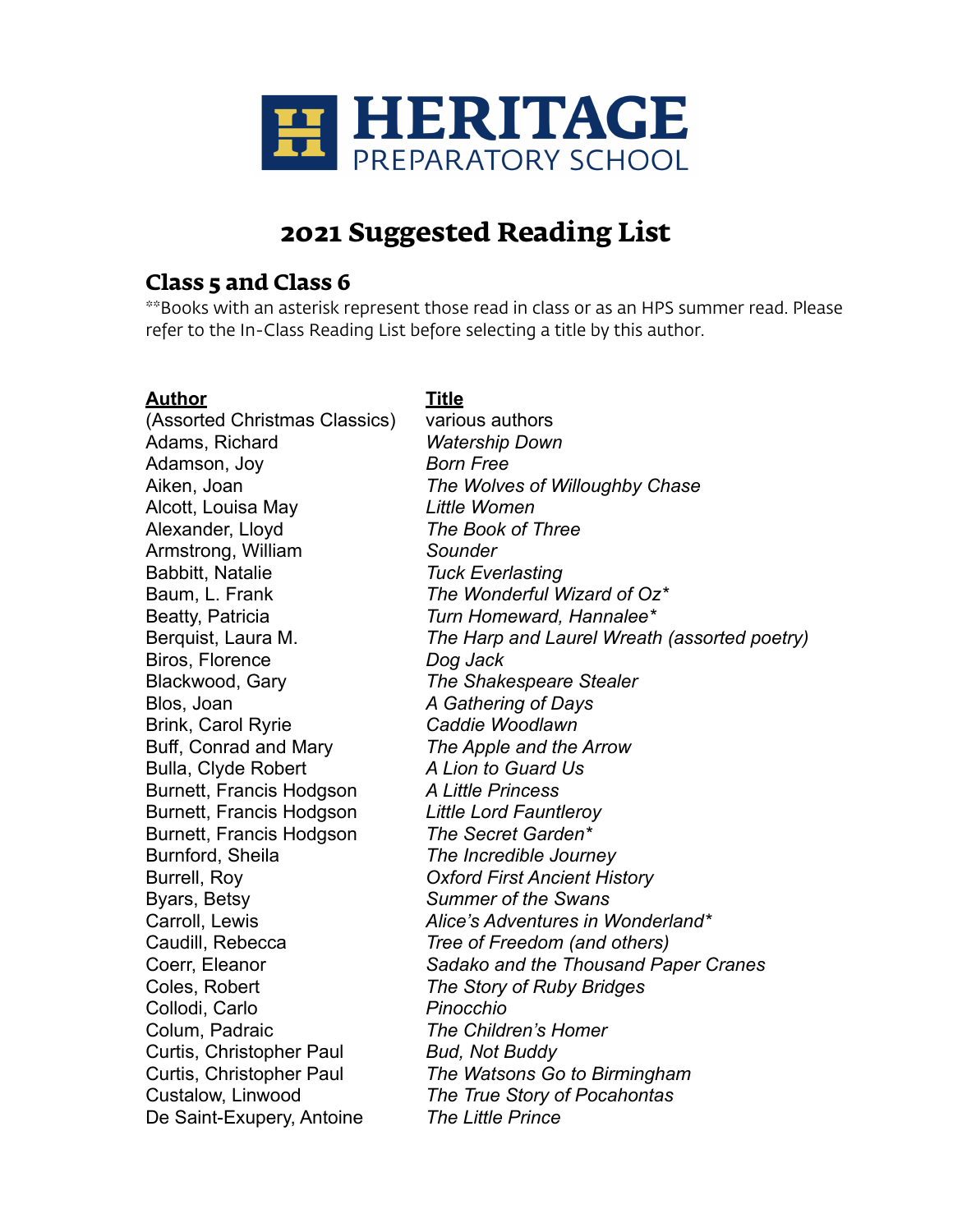HERITAGE PREPARATORY SCHOOL

# 2021 Suggested Reading List

## Class 5 and Class 6

\*\*Books with an asterisk represent those read in class or as an HPS summer read. Please refer to the In-Class Reading List before selecting a title by this author.

| Author | Title |
|---|---|
| (Assorted Christmas Classics) | various authors |
| Adams, Richard | *Watership Down* |
| Adamson, Joy | *Born Free* |
| Aiken, Joan | *The Wolves of Willoughby Chase* |
| Alcott, Louisa May | *Little Women* |
| Alexander, Lloyd | *The Book of Three* |
| Armstrong, William | *Sounder* |
| Babbitt, Natalie | *Tuck Everlasting* |
| Baum, L. Frank | *The Wonderful Wizard of Oz\** |
| Beatty, Patricia | *Turn Homeward, Hannalee\** |
| Berquist, Laura M. | *The Harp and Laurel Wreath (assorted poetry)* |
| Biros, Florence | *Dog Jack* |
| Blackwood, Gary | *The Shakespeare Stealer* |
| Blos, Joan | *A Gathering of Days* |
| Brink, Carol Ryrie | *Caddie Woodlawn* |
| Buff, Conrad and Mary | *The Apple and the Arrow* |
| Bulla, Clyde Robert | *A Lion to Guard Us* |
| Burnett, Francis Hodgson | *A Little Princess* |
| Burnett, Francis Hodgson | *Little Lord Fauntleroy* |
| Burnett, Francis Hodgson | *The Secret Garden\** |
| Burnford, Sheila | *The Incredible Journey* |
| Burrell, Roy | *Oxford First Ancient History* |
| Byars, Betsy | *Summer of the Swans* |
| Carroll, Lewis | *Alice's Adventures in Wonderland\** |
| Caudill, Rebecca | *Tree of Freedom (and others)* |
| Coerr, Eleanor | *Sadako and the Thousand Paper Cranes* |
| Coles, Robert | *The Story of Ruby Bridges* |
| Collodi, Carlo | *Pinocchio* |
| Colum, Padraic | *The Children's Homer* |
| Curtis, Christopher Paul | *Bud, Not Buddy* |
| Curtis, Christopher Paul | *The Watsons Go to Birmingham* |
| Custalow, Linwood | *The True Story of Pocahontas* |
| De Saint-Exupery, Antoine | *The Little Prince* |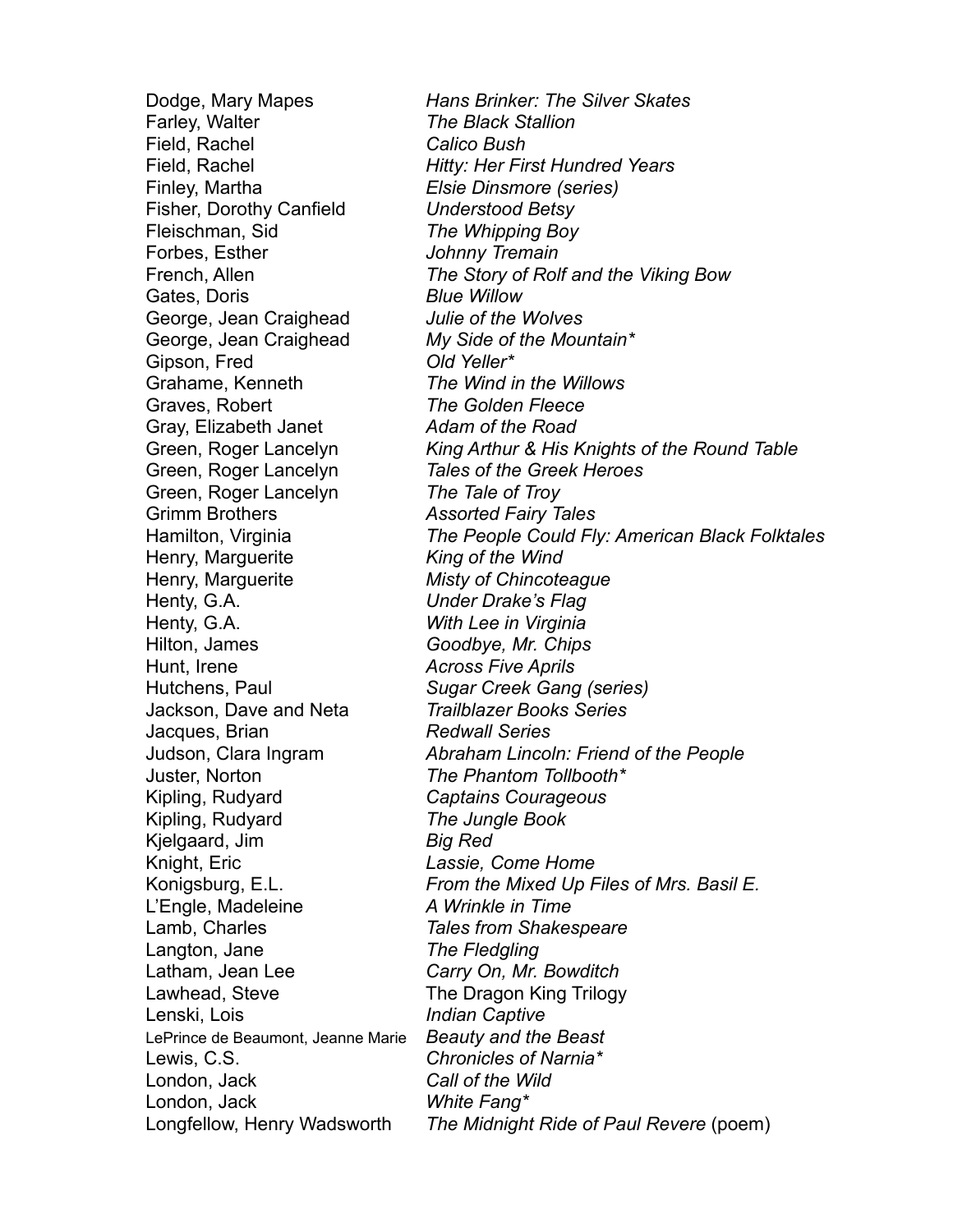| | |
|---|---|
| Dodge, Mary Mapes | *Hans Brinker: The Silver Skates* |
| Farley, Walter | *The Black Stallion* |
| Field, Rachel | *Calico Bush* |
| Field, Rachel | *Hitty: Her First Hundred Years* |
| Finley, Martha | *Elsie Dinsmore (series)* |
| Fisher, Dorothy Canfield | *Understood Betsy* |
| Fleischman, Sid | *The Whipping Boy* |
| Forbes, Esther | *Johnny Tremain* |
| French, Allen | *The Story of Rolf and the Viking Bow* |
| Gates, Doris | *Blue Willow* |
| George, Jean Craighead | *Julie of the Wolves* |
| George, Jean Craighead | *My Side of the Mountain** |
| Gipson, Fred | *Old Yeller** |
| Grahame, Kenneth | *The Wind in the Willows* |
| Graves, Robert | *The Golden Fleece* |
| Gray, Elizabeth Janet | *Adam of the Road* |
| Green, Roger Lancelyn | *King Arthur & His Knights of the Round Table* |
| Green, Roger Lancelyn | *Tales of the Greek Heroes* |
| Green, Roger Lancelyn | *The Tale of Troy* |
| Grimm Brothers | *Assorted Fairy Tales* |
| Hamilton, Virginia | *The People Could Fly: American Black Folktales* |
| Henry, Marguerite | *King of the Wind* |
| Henry, Marguerite | *Misty of Chincoteague* |
| Henty, G.A. | *Under Drake's Flag* |
| Henty, G.A. | *With Lee in Virginia* |
| Hilton, James | *Goodbye, Mr. Chips* |
| Hunt, Irene | *Across Five Aprils* |
| Hutchens, Paul | *Sugar Creek Gang (series)* |
| Jackson, Dave and Neta | *Trailblazer Books Series* |
| Jacques, Brian | *Redwall Series* |
| Judson, Clara Ingram | *Abraham Lincoln: Friend of the People* |
| Juster, Norton | *The Phantom Tollbooth** |
| Kipling, Rudyard | *Captains Courageous* |
| Kipling, Rudyard | *The Jungle Book* |
| Kjelgaard, Jim | *Big Red* |
| Knight, Eric | *Lassie, Come Home* |
| Konigsburg, E.L. | *From the Mixed Up Files of Mrs. Basil E.* |
| L'Engle, Madeleine | *A Wrinkle in Time* |
| Lamb, Charles | *Tales from Shakespeare* |
| Langton, Jane | *The Fledgling* |
| Latham, Jean Lee | *Carry On, Mr. Bowditch* |
| Lawhead, Steve | The Dragon King Trilogy |
| Lenski, Lois | *Indian Captive* |
| LePrince de Beaumont, Jeanne Marie | *Beauty and the Beast* |
| Lewis, C.S. | *Chronicles of Narnia** |
| London, Jack | *Call of the Wild* |
| London, Jack | *White Fang** |
| Longfellow, Henry Wadsworth | *The Midnight Ride of Paul Revere* (poem) |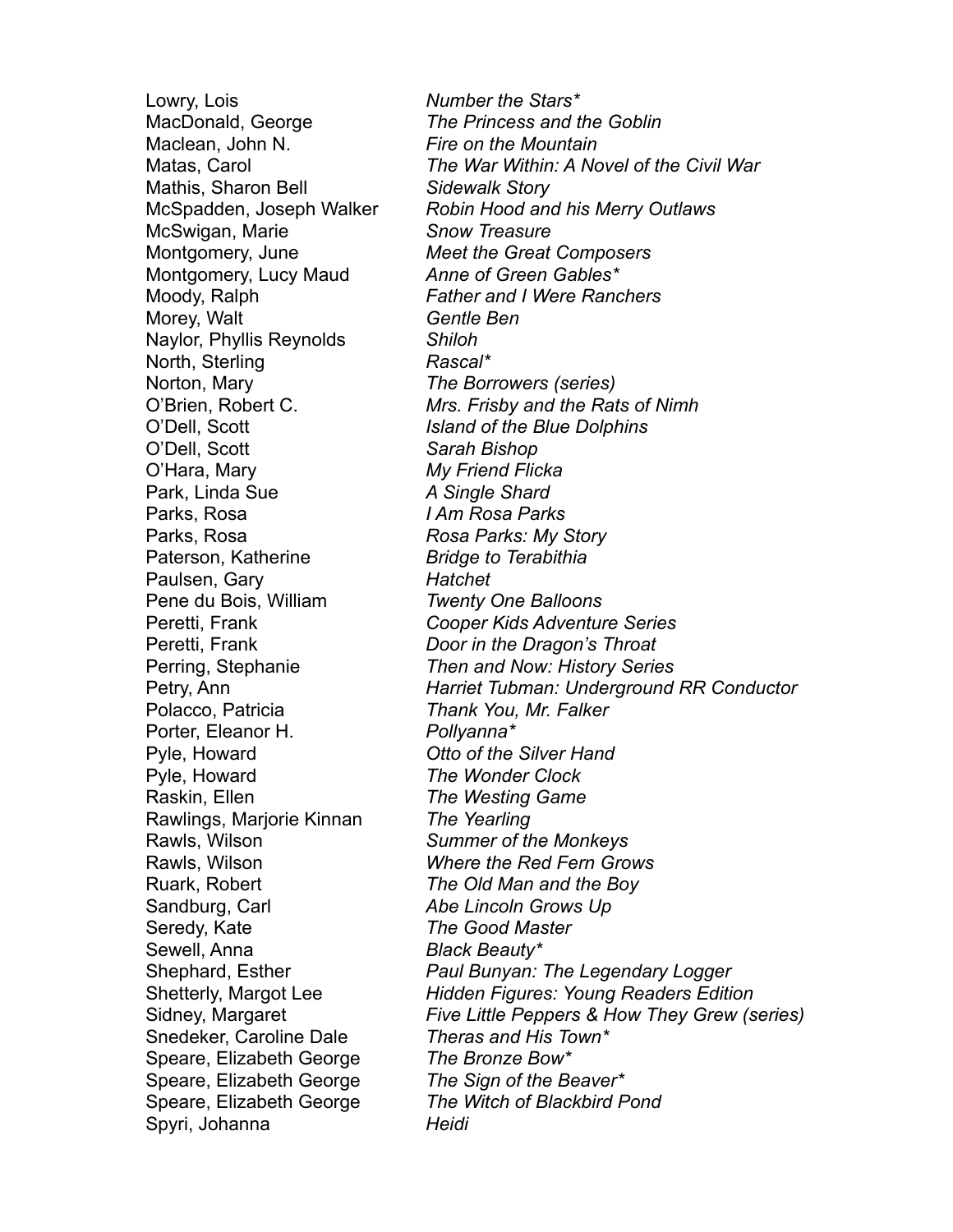| | |
|---|---|
| Lowry, Lois | *Number the Stars** |
| MacDonald, George | *The Princess and the Goblin* |
| Maclean, John N. | *Fire on the Mountain* |
| Matas, Carol | *The War Within: A Novel of the Civil War* |
| Mathis, Sharon Bell | *Sidewalk Story* |
| McSpadden, Joseph Walker | *Robin Hood and his Merry Outlaws* |
| McSwigan, Marie | *Snow Treasure* |
| Montgomery, June | *Meet the Great Composers* |
| Montgomery, Lucy Maud | *Anne of Green Gables** |
| Moody, Ralph | *Father and I Were Ranchers* |
| Morey, Walt | *Gentle Ben* |
| Naylor, Phyllis Reynolds | *Shiloh* |
| North, Sterling | *Rascal** |
| Norton, Mary | *The Borrowers (series)* |
| O'Brien, Robert C. | *Mrs. Frisby and the Rats of Nimh* |
| O'Dell, Scott | *Island of the Blue Dolphins* |
| O'Dell, Scott | *Sarah Bishop* |
| O'Hara, Mary | *My Friend Flicka* |
| Park, Linda Sue | *A Single Shard* |
| Parks, Rosa | *I Am Rosa Parks* |
| Parks, Rosa | *Rosa Parks: My Story* |
| Paterson, Katherine | *Bridge to Terabithia* |
| Paulsen, Gary | *Hatchet* |
| Pene du Bois, William | *Twenty One Balloons* |
| Peretti, Frank | *Cooper Kids Adventure Series* |
| Peretti, Frank | *Door in the Dragon's Throat* |
| Perring, Stephanie | *Then and Now: History Series* |
| Petry, Ann | *Harriet Tubman: Underground RR Conductor* |
| Polacco, Patricia | *Thank You, Mr. Falker* |
| Porter, Eleanor H. | *Pollyanna** |
| Pyle, Howard | *Otto of the Silver Hand* |
| Pyle, Howard | *The Wonder Clock* |
| Raskin, Ellen | *The Westing Game* |
| Rawlings, Marjorie Kinnan | *The Yearling* |
| Rawls, Wilson | *Summer of the Monkeys* |
| Rawls, Wilson | *Where the Red Fern Grows* |
| Ruark, Robert | *The Old Man and the Boy* |
| Sandburg, Carl | *Abe Lincoln Grows Up* |
| Seredy, Kate | *The Good Master* |
| Sewell, Anna | *Black Beauty** |
| Shephard, Esther | *Paul Bunyan: The Legendary Logger* |
| Shetterly, Margot Lee | *Hidden Figures: Young Readers Edition* |
| Sidney, Margaret | *Five Little Peppers & How They Grew (series)* |
| Snedeker, Caroline Dale | *Theras and His Town** |
| Speare, Elizabeth George | *The Bronze Bow** |
| Speare, Elizabeth George | *The Sign of the Beaver** |
| Speare, Elizabeth George | *The Witch of Blackbird Pond* |
| Spyri, Johanna | *Heidi* |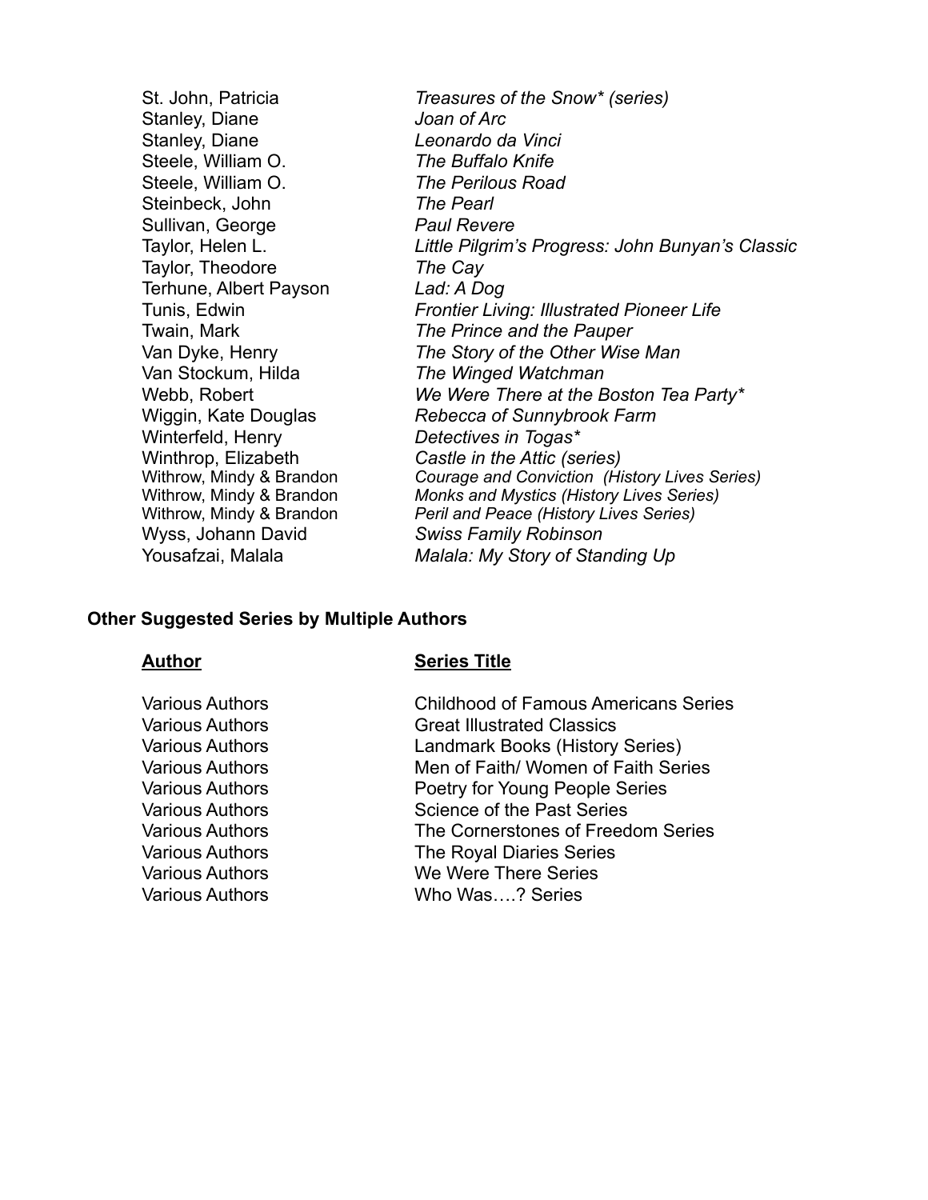| | |
|---|---|
| St. John, Patricia | *Treasures of the Snow* (series)* |
| Stanley, Diane | *Joan of Arc* |
| Stanley, Diane | *Leonardo da Vinci* |
| Steele, William O. | *The Buffalo Knife* |
| Steele, William O. | *The Perilous Road* |
| Steinbeck, John | *The Pearl* |
| Sullivan, George | *Paul Revere* |
| Taylor, Helen L. | *Little Pilgrim's Progress: John Bunyan's Classic* |
| Taylor, Theodore | *The Cay* |
| Terhune, Albert Payson | *Lad: A Dog* |
| Tunis, Edwin | *Frontier Living: Illustrated Pioneer Life* |
| Twain, Mark | *The Prince and the Pauper* |
| Van Dyke, Henry | *The Story of the Other Wise Man* |
| Van Stockum, Hilda | *The Winged Watchman* |
| Webb, Robert | *We Were There at the Boston Tea Party** |
| Wiggin, Kate Douglas | *Rebecca of Sunnybrook Farm* |
| Winterfeld, Henry | *Detectives in Togas** |
| Winthrop, Elizabeth | *Castle in the Attic (series)* |
| Withrow, Mindy & Brandon | *Courage and Conviction (History Lives Series)* |
| Withrow, Mindy & Brandon | *Monks and Mystics (History Lives Series)* |
| Withrow, Mindy & Brandon | *Peril and Peace (History Lives Series)* |
| Wyss, Johann David | *Swiss Family Robinson* |
| Yousafzai, Malala | *Malala: My Story of Standing Up* |

**Other Suggested Series by Multiple Authors**

| Author | Series Title |
|---|---|
| Various Authors | Childhood of Famous Americans Series |
| Various Authors | Great Illustrated Classics |
| Various Authors | Landmark Books (History Series) |
| Various Authors | Men of Faith/ Women of Faith Series |
| Various Authors | Poetry for Young People Series |
| Various Authors | Science of the Past Series |
| Various Authors | The Cornerstones of Freedom Series |
| Various Authors | The Royal Diaries Series |
| Various Authors | We Were There Series |
| Various Authors | Who Was….? Series |